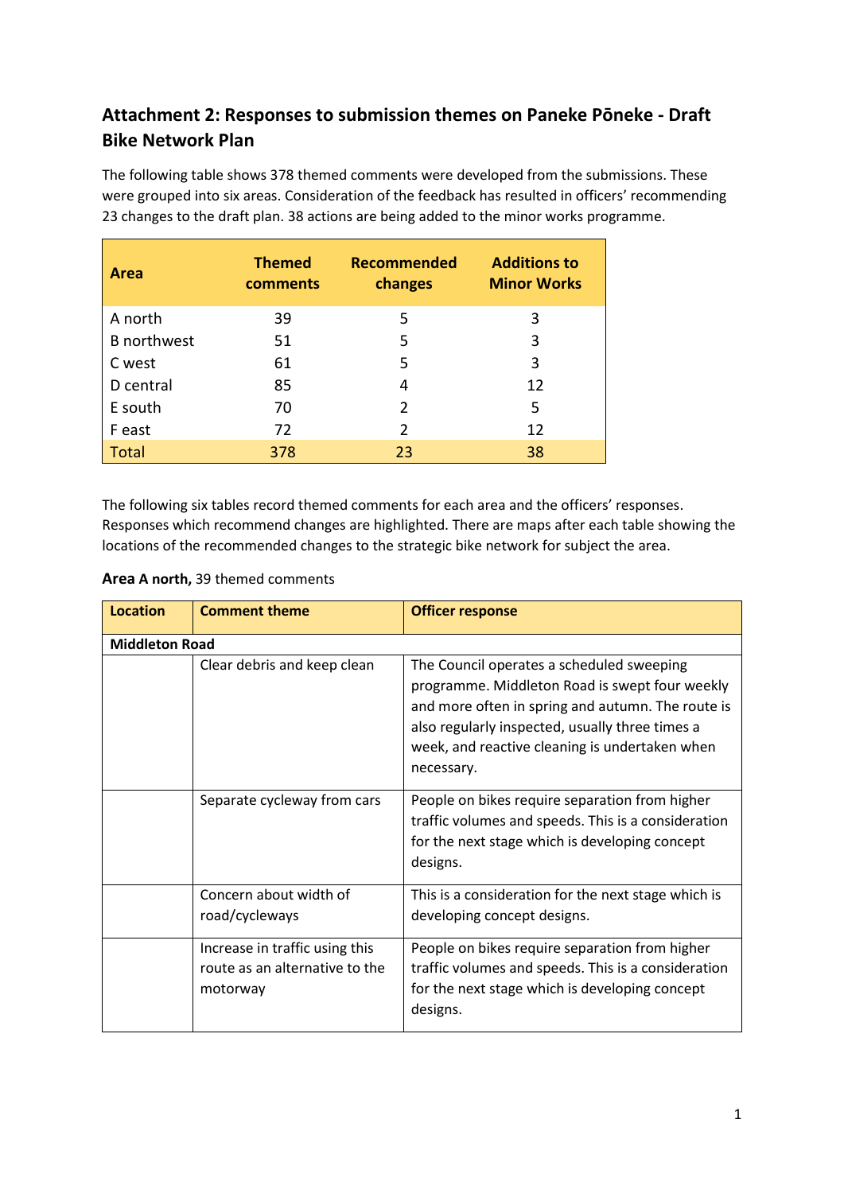## Attachment 2: Responses to submission themes on Paneke Pōneke - Draft Bike Network Plan

The following table shows 378 themed comments were developed from the submissions. These were grouped into six areas. Consideration of the feedback has resulted in officers' recommending 23 changes to the draft plan. 38 actions are being added to the minor works programme.

| Area | Themed comments | Recommended changes | Additions to Minor Works |
|---|---|---|---|
| A north | 39 | 5 | 3 |
| B northwest | 51 | 5 | 3 |
| C west | 61 | 5 | 3 |
| D central | 85 | 4 | 12 |
| E south | 70 | 2 | 5 |
| F east | 72 | 2 | 12 |
| Total | 378 | 23 | 38 |

The following six tables record themed comments for each area and the officers' responses. Responses which recommend changes are highlighted. There are maps after each table showing the locations of the recommended changes to the strategic bike network for subject the area.

**Area A north,** 39 themed comments

| Location | Comment theme | Officer response |
|---|---|---|
| **Middleton Road** | | |
| | Clear debris and keep clean | The Council operates a scheduled sweeping programme. Middleton Road is swept four weekly and more often in spring and autumn. The route is also regularly inspected, usually three times a week, and reactive cleaning is undertaken when necessary. |
| | Separate cycleway from cars | People on bikes require separation from higher traffic volumes and speeds. This is a consideration for the next stage which is developing concept designs. |
| | Concern about width of road/cycleways | This is a consideration for the next stage which is developing concept designs. |
| | Increase in traffic using this route as an alternative to the motorway | People on bikes require separation from higher traffic volumes and speeds. This is a consideration for the next stage which is developing concept designs. |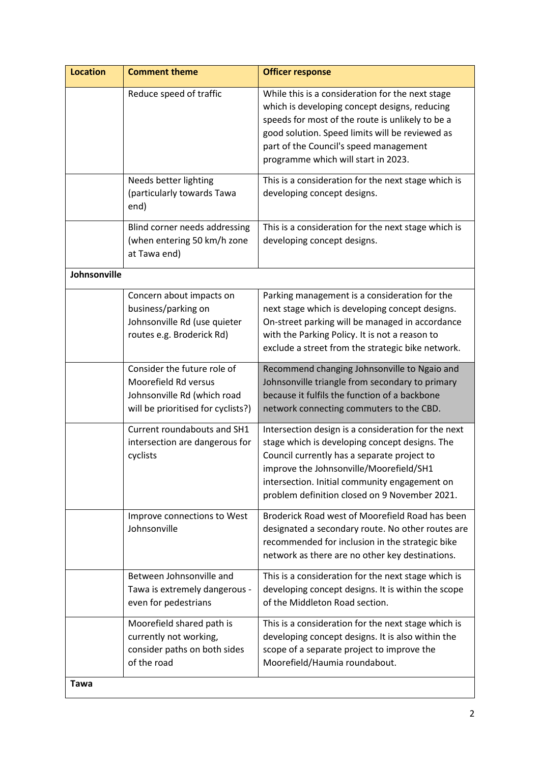| Location | Comment theme | Officer response |
|---|---|---|
| | Reduce speed of traffic | While this is a consideration for the next stage which is developing concept designs, reducing speeds for most of the route is unlikely to be a good solution. Speed limits will be reviewed as part of the Council's speed management programme which will start in 2023. |
| | Needs better lighting (particularly towards Tawa end) | This is a consideration for the next stage which is developing concept designs. |
| | Blind corner needs addressing (when entering 50 km/h zone at Tawa end) | This is a consideration for the next stage which is developing concept designs. |
| **Johnsonville** | | |
| | Concern about impacts on business/parking on Johnsonville Rd (use quieter routes e.g. Broderick Rd) | Parking management is a consideration for the next stage which is developing concept designs. On-street parking will be managed in accordance with the Parking Policy. It is not a reason to exclude a street from the strategic bike network. |
| | Consider the future role of Moorefield Rd versus Johnsonville Rd (which road will be prioritised for cyclists?) | Recommend changing Johnsonville to Ngaio and Johnsonville triangle from secondary to primary because it fulfils the function of a backbone network connecting commuters to the CBD. |
| | Current roundabouts and SH1 intersection are dangerous for cyclists | Intersection design is a consideration for the next stage which is developing concept designs. The Council currently has a separate project to improve the Johnsonville/Moorefield/SH1 intersection. Initial community engagement on problem definition closed on 9 November 2021. |
| | Improve connections to West Johnsonville | Broderick Road west of Moorefield Road has been designated a secondary route. No other routes are recommended for inclusion in the strategic bike network as there are no other key destinations. |
| | Between Johnsonville and Tawa is extremely dangerous - even for pedestrians | This is a consideration for the next stage which is developing concept designs. It is within the scope of the Middleton Road section. |
| | Moorefield shared path is currently not working, consider paths on both sides of the road | This is a consideration for the next stage which is developing concept designs. It is also within the scope of a separate project to improve the Moorefield/Haumia roundabout. |
| **Tawa** | | |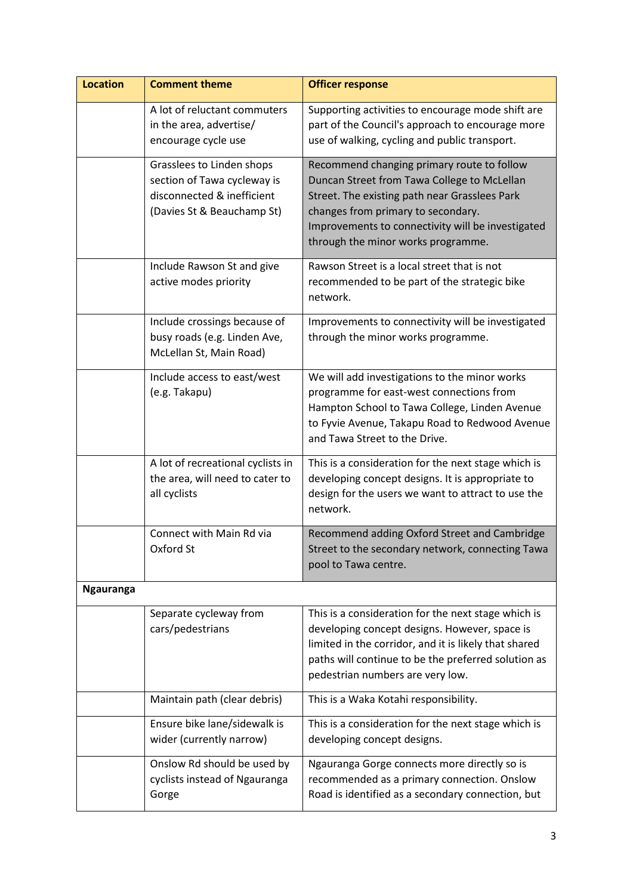| Location | Comment theme | Officer response |
|---|---|---|
| | A lot of reluctant commuters in the area, advertise/ encourage cycle use | Supporting activities to encourage mode shift are part of the Council's approach to encourage more use of walking, cycling and public transport. |
| | Grasslees to Linden shops section of Tawa cycleway is disconnected & inefficient (Davies St & Beauchamp St) | Recommend changing primary route to follow Duncan Street from Tawa College to McLellan Street. The existing path near Grasslees Park changes from primary to secondary. Improvements to connectivity will be investigated through the minor works programme. |
| | Include Rawson St and give active modes priority | Rawson Street is a local street that is not recommended to be part of the strategic bike network. |
| | Include crossings because of busy roads (e.g. Linden Ave, McLellan St, Main Road) | Improvements to connectivity will be investigated through the minor works programme. |
| | Include access to east/west (e.g. Takapu) | We will add investigations to the minor works programme for east-west connections from Hampton School to Tawa College, Linden Avenue to Fyvie Avenue, Takapu Road to Redwood Avenue and Tawa Street to the Drive. |
| | A lot of recreational cyclists in the area, will need to cater to all cyclists | This is a consideration for the next stage which is developing concept designs. It is appropriate to design for the users we want to attract to use the network. |
| | Connect with Main Rd via Oxford St | Recommend adding Oxford Street and Cambridge Street to the secondary network, connecting Tawa pool to Tawa centre. |
| **Ngauranga** | | |
| | Separate cycleway from cars/pedestrians | This is a consideration for the next stage which is developing concept designs. However, space is limited in the corridor, and it is likely that shared paths will continue to be the preferred solution as pedestrian numbers are very low. |
| | Maintain path (clear debris) | This is a Waka Kotahi responsibility. |
| | Ensure bike lane/sidewalk is wider (currently narrow) | This is a consideration for the next stage which is developing concept designs. |
| | Onslow Rd should be used by cyclists instead of Ngauranga Gorge | Ngauranga Gorge connects more directly so is recommended as a primary connection. Onslow Road is identified as a secondary connection, but |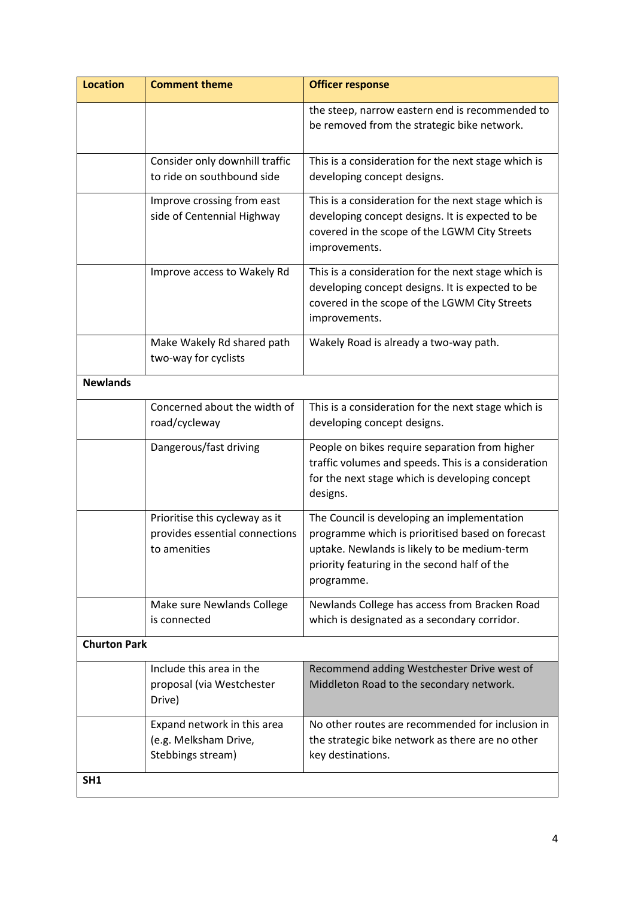| Location | Comment theme | Officer response |
| --- | --- | --- |
| | | the steep, narrow eastern end is recommended to be removed from the strategic bike network. |
| | Consider only downhill traffic to ride on southbound side | This is a consideration for the next stage which is developing concept designs. |
| | Improve crossing from east side of Centennial Highway | This is a consideration for the next stage which is developing concept designs. It is expected to be covered in the scope of the LGWM City Streets improvements. |
| | Improve access to Wakely Rd | This is a consideration for the next stage which is developing concept designs. It is expected to be covered in the scope of the LGWM City Streets improvements. |
| | Make Wakely Rd shared path two-way for cyclists | Wakely Road is already a two-way path. |
| **Newlands** | | |
| | Concerned about the width of road/cycleway | This is a consideration for the next stage which is developing concept designs. |
| | Dangerous/fast driving | People on bikes require separation from higher traffic volumes and speeds. This is a consideration for the next stage which is developing concept designs. |
| | Prioritise this cycleway as it provides essential connections to amenities | The Council is developing an implementation programme which is prioritised based on forecast uptake. Newlands is likely to be medium-term priority featuring in the second half of the programme. |
| | Make sure Newlands College is connected | Newlands College has access from Bracken Road which is designated as a secondary corridor. |
| **Churton Park** | | |
| | Include this area in the proposal (via Westchester Drive) | Recommend adding Westchester Drive west of Middleton Road to the secondary network. |
| | Expand network in this area (e.g. Melksham Drive, Stebbings stream) | No other routes are recommended for inclusion in the strategic bike network as there are no other key destinations. |
| **SH1** | | |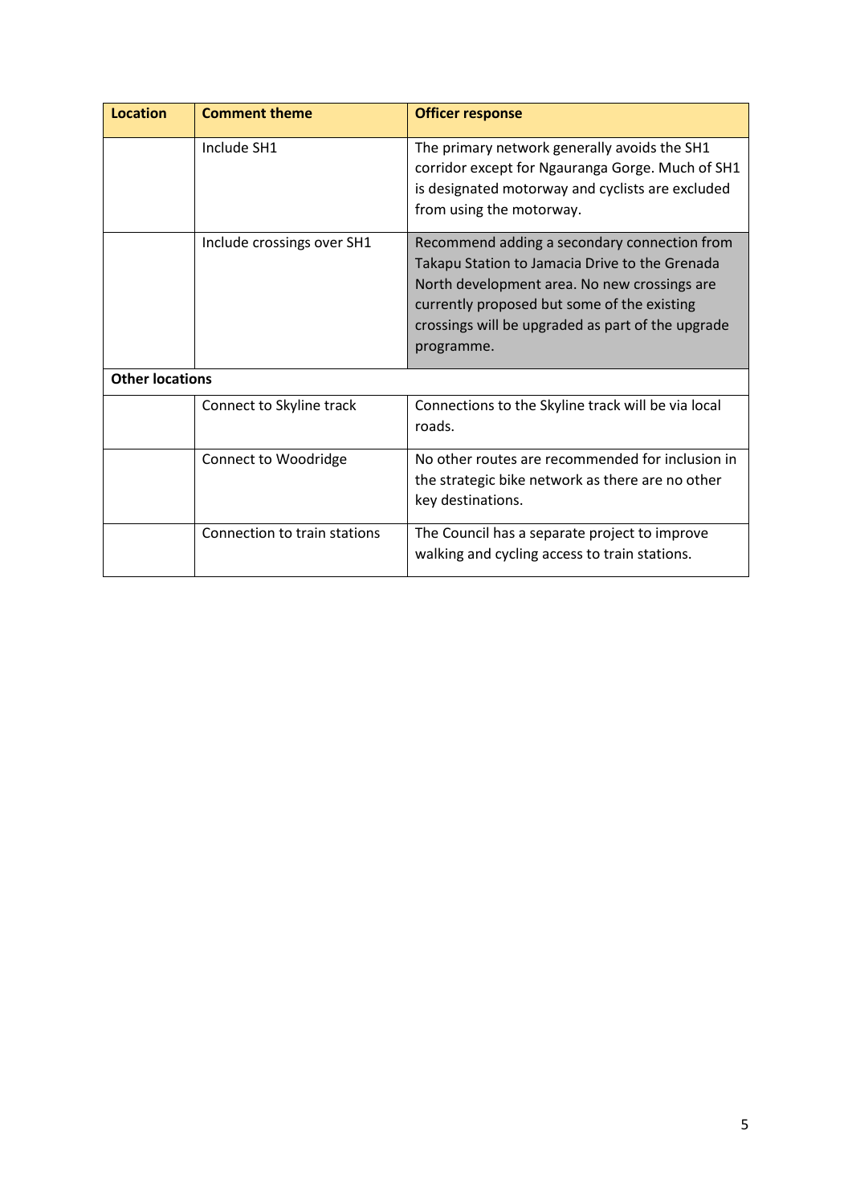| Location | Comment theme | Officer response |
| --- | --- | --- |
| | Include SH1 | The primary network generally avoids the SH1 corridor except for Ngauranga Gorge. Much of SH1 is designated motorway and cyclists are excluded from using the motorway. |
| | Include crossings over SH1 | Recommend adding a secondary connection from Takapu Station to Jamacia Drive to the Grenada North development area. No new crossings are currently proposed but some of the existing crossings will be upgraded as part of the upgrade programme. |
| **Other locations** | | |
| | Connect to Skyline track | Connections to the Skyline track will be via local roads. |
| | Connect to Woodridge | No other routes are recommended for inclusion in the strategic bike network as there are no other key destinations. |
| | Connection to train stations | The Council has a separate project to improve walking and cycling access to train stations. |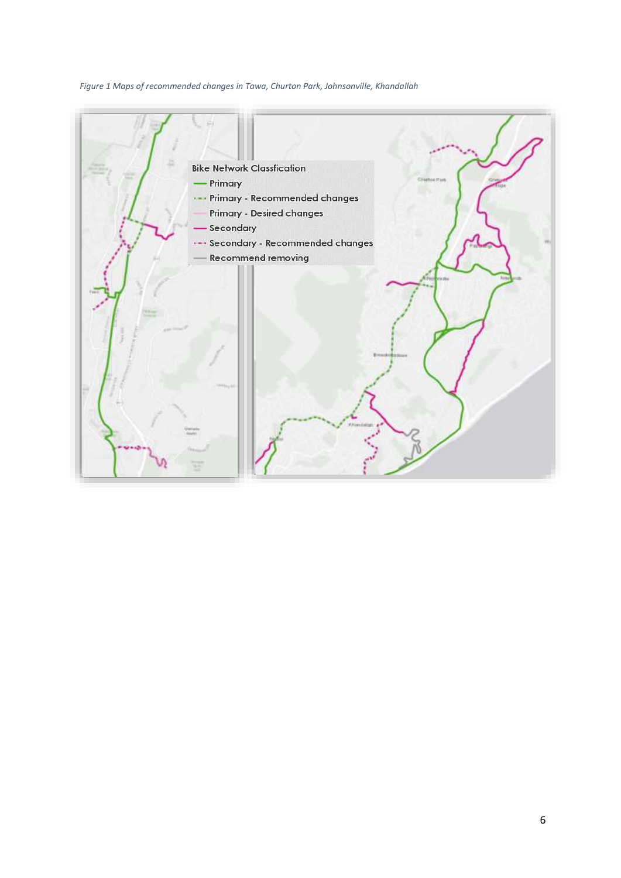*Figure 1 Maps of recommended changes in Tawa, Churton Park, Johnsonville, Khandallah*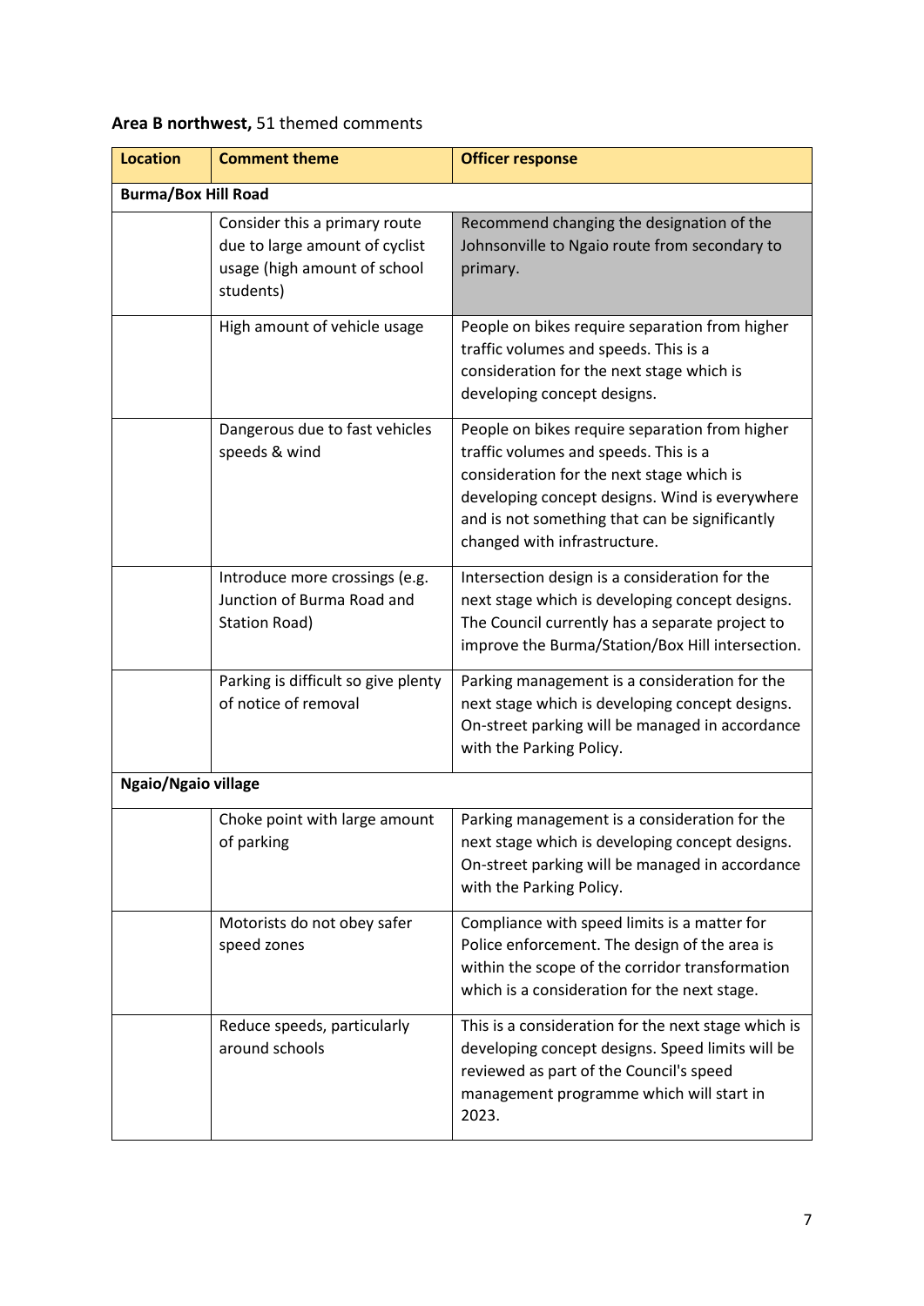**Area B northwest,** 51 themed comments

| Location | Comment theme | Officer response |
|---|---|---|
| **Burma/Box Hill Road** | | |
| | Consider this a primary route due to large amount of cyclist usage (high amount of school students) | Recommend changing the designation of the Johnsonville to Ngaio route from secondary to primary. |
| | High amount of vehicle usage | People on bikes require separation from higher traffic volumes and speeds. This is a consideration for the next stage which is developing concept designs. |
| | Dangerous due to fast vehicles speeds & wind | People on bikes require separation from higher traffic volumes and speeds. This is a consideration for the next stage which is developing concept designs. Wind is everywhere and is not something that can be significantly changed with infrastructure. |
| | Introduce more crossings (e.g. Junction of Burma Road and Station Road) | Intersection design is a consideration for the next stage which is developing concept designs. The Council currently has a separate project to improve the Burma/Station/Box Hill intersection. |
| | Parking is difficult so give plenty of notice of removal | Parking management is a consideration for the next stage which is developing concept designs. On-street parking will be managed in accordance with the Parking Policy. |
| **Ngaio/Ngaio village** | | |
| | Choke point with large amount of parking | Parking management is a consideration for the next stage which is developing concept designs. On-street parking will be managed in accordance with the Parking Policy. |
| | Motorists do not obey safer speed zones | Compliance with speed limits is a matter for Police enforcement. The design of the area is within the scope of the corridor transformation which is a consideration for the next stage. |
| | Reduce speeds, particularly around schools | This is a consideration for the next stage which is developing concept designs. Speed limits will be reviewed as part of the Council's speed management programme which will start in 2023. |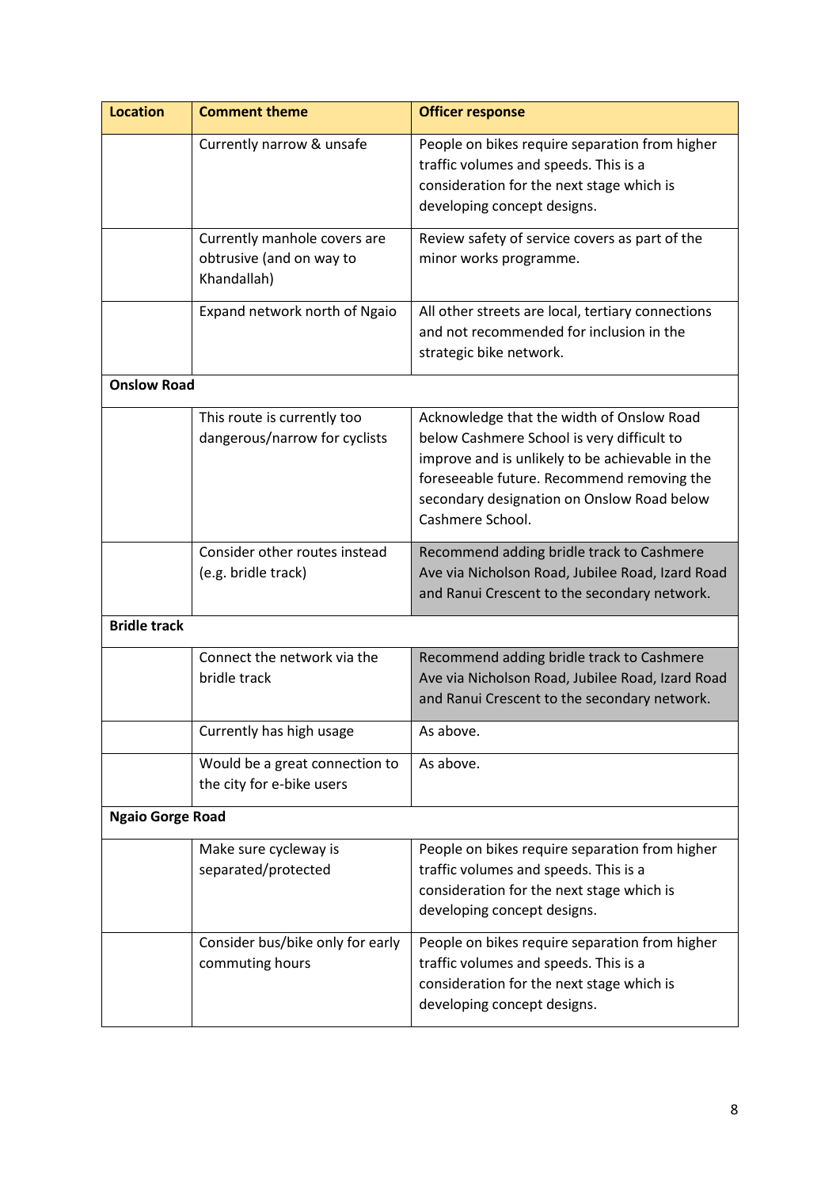| Location | Comment theme | Officer response |
|---|---|---|
| | Currently narrow & unsafe | People on bikes require separation from higher traffic volumes and speeds. This is a consideration for the next stage which is developing concept designs. |
| | Currently manhole covers are obtrusive (and on way to Khandallah) | Review safety of service covers as part of the minor works programme. |
| | Expand network north of Ngaio | All other streets are local, tertiary connections and not recommended for inclusion in the strategic bike network. |
| **Onslow Road** | | |
| | This route is currently too dangerous/narrow for cyclists | Acknowledge that the width of Onslow Road below Cashmere School is very difficult to improve and is unlikely to be achievable in the foreseeable future. Recommend removing the secondary designation on Onslow Road below Cashmere School. |
| | Consider other routes instead (e.g. bridle track) | Recommend adding bridle track to Cashmere Ave via Nicholson Road, Jubilee Road, Izard Road and Ranui Crescent to the secondary network. |
| **Bridle track** | | |
| | Connect the network via the bridle track | Recommend adding bridle track to Cashmere Ave via Nicholson Road, Jubilee Road, Izard Road and Ranui Crescent to the secondary network. |
| | Currently has high usage | As above. |
| | Would be a great connection to the city for e-bike users | As above. |
| **Ngaio Gorge Road** | | |
| | Make sure cycleway is separated/protected | People on bikes require separation from higher traffic volumes and speeds. This is a consideration for the next stage which is developing concept designs. |
| | Consider bus/bike only for early commuting hours | People on bikes require separation from higher traffic volumes and speeds. This is a consideration for the next stage which is developing concept designs. |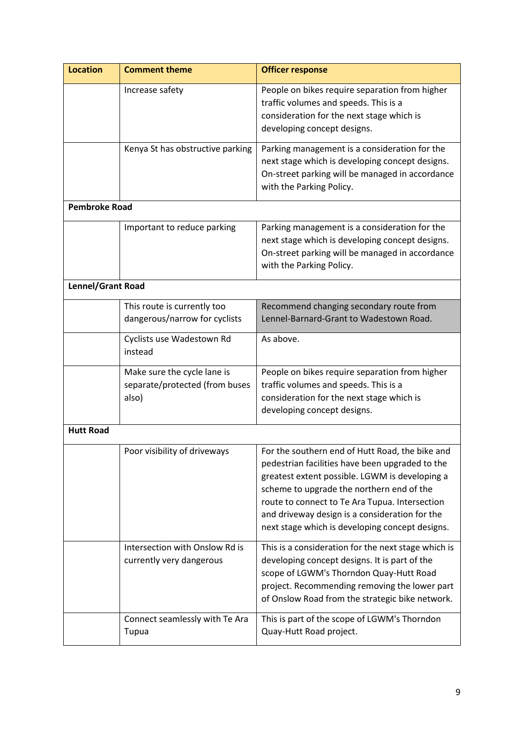| Location | Comment theme | Officer response |
|---|---|---|
| | Increase safety | People on bikes require separation from higher traffic volumes and speeds. This is a consideration for the next stage which is developing concept designs. |
| | Kenya St has obstructive parking | Parking management is a consideration for the next stage which is developing concept designs. On-street parking will be managed in accordance with the Parking Policy. |
| **Pembroke Road** | | |
| | Important to reduce parking | Parking management is a consideration for the next stage which is developing concept designs. On-street parking will be managed in accordance with the Parking Policy. |
| **Lennel/Grant Road** | | |
| | This route is currently too dangerous/narrow for cyclists | Recommend changing secondary route from Lennel-Barnard-Grant to Wadestown Road. |
| | Cyclists use Wadestown Rd instead | As above. |
| | Make sure the cycle lane is separate/protected (from buses also) | People on bikes require separation from higher traffic volumes and speeds. This is a consideration for the next stage which is developing concept designs. |
| **Hutt Road** | | |
| | Poor visibility of driveways | For the southern end of Hutt Road, the bike and pedestrian facilities have been upgraded to the greatest extent possible. LGWM is developing a scheme to upgrade the northern end of the route to connect to Te Ara Tupua. Intersection and driveway design is a consideration for the next stage which is developing concept designs. |
| | Intersection with Onslow Rd is currently very dangerous | This is a consideration for the next stage which is developing concept designs. It is part of the scope of LGWM's Thorndon Quay-Hutt Road project. Recommending removing the lower part of Onslow Road from the strategic bike network. |
| | Connect seamlessly with Te Ara Tupua | This is part of the scope of LGWM's Thorndon Quay-Hutt Road project. |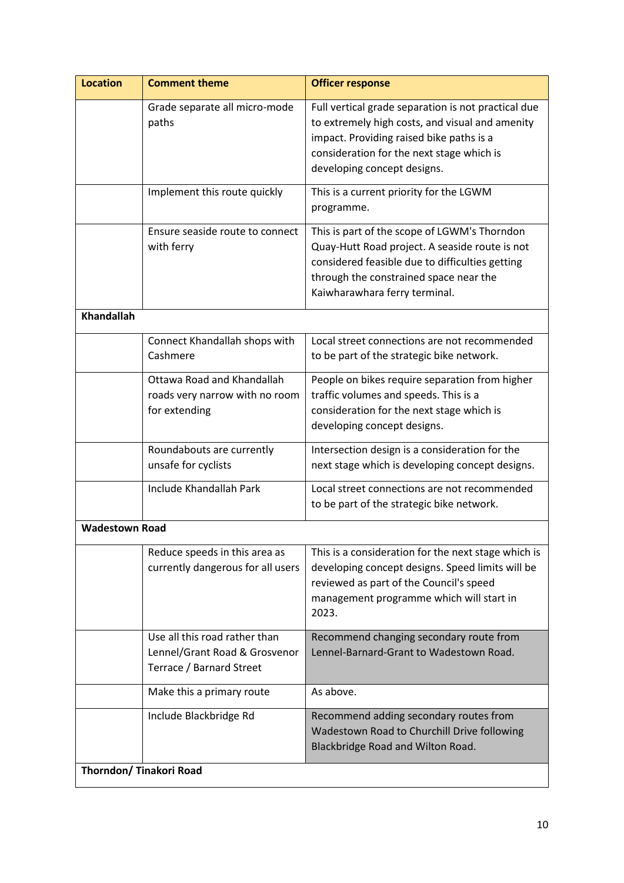| Location | Comment theme | Officer response |
| --- | --- | --- |
| | Grade separate all micro-mode paths | Full vertical grade separation is not practical due to extremely high costs, and visual and amenity impact. Providing raised bike paths is a consideration for the next stage which is developing concept designs. |
| | Implement this route quickly | This is a current priority for the LGWM programme. |
| | Ensure seaside route to connect with ferry | This is part of the scope of LGWM's Thorndon Quay-Hutt Road project. A seaside route is not considered feasible due to difficulties getting through the constrained space near the Kaiwharawhara ferry terminal. |
| **Khandallah** | | |
| | Connect Khandallah shops with Cashmere | Local street connections are not recommended to be part of the strategic bike network. |
| | Ottawa Road and Khandallah roads very narrow with no room for extending | People on bikes require separation from higher traffic volumes and speeds. This is a consideration for the next stage which is developing concept designs. |
| | Roundabouts are currently unsafe for cyclists | Intersection design is a consideration for the next stage which is developing concept designs. |
| | Include Khandallah Park | Local street connections are not recommended to be part of the strategic bike network. |
| **Wadestown Road** | | |
| | Reduce speeds in this area as currently dangerous for all users | This is a consideration for the next stage which is developing concept designs. Speed limits will be reviewed as part of the Council's speed management programme which will start in 2023. |
| | Use all this road rather than Lennel/Grant Road & Grosvenor Terrace / Barnard Street | Recommend changing secondary route from Lennel-Barnard-Grant to Wadestown Road. |
| | Make this a primary route | As above. |
| | Include Blackbridge Rd | Recommend adding secondary routes from Wadestown Road to Churchill Drive following Blackbridge Road and Wilton Road. |
| **Thorndon/ Tinakori Road** | | |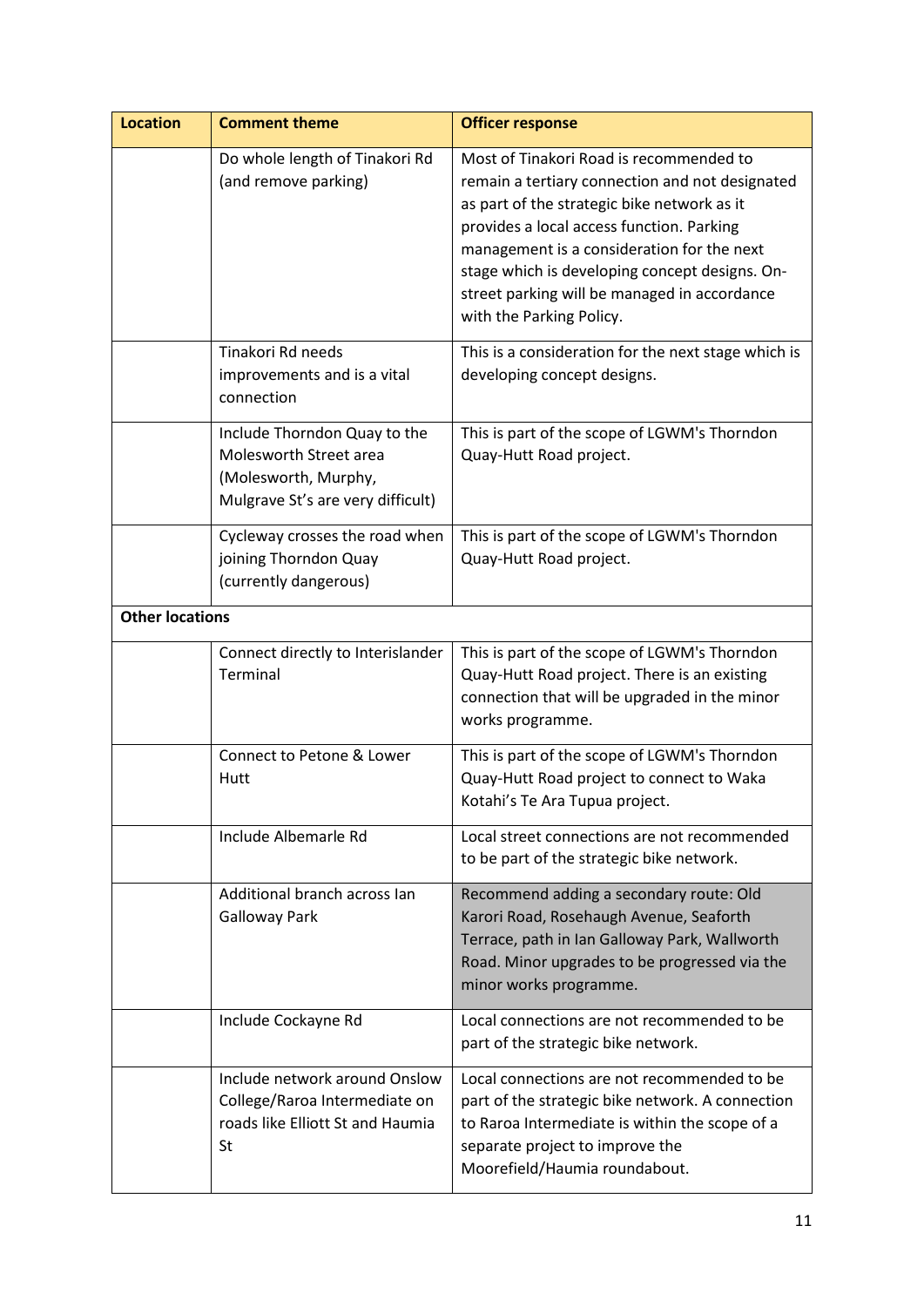| Location | Comment theme | Officer response |
|---|---|---|
| | Do whole length of Tinakori Rd (and remove parking) | Most of Tinakori Road is recommended to remain a tertiary connection and not designated as part of the strategic bike network as it provides a local access function. Parking management is a consideration for the next stage which is developing concept designs. On-street parking will be managed in accordance with the Parking Policy. |
| | Tinakori Rd needs improvements and is a vital connection | This is a consideration for the next stage which is developing concept designs. |
| | Include Thorndon Quay to the Molesworth Street area (Molesworth, Murphy, Mulgrave St's are very difficult) | This is part of the scope of LGWM's Thorndon Quay-Hutt Road project. |
| | Cycleway crosses the road when joining Thorndon Quay (currently dangerous) | This is part of the scope of LGWM's Thorndon Quay-Hutt Road project. |
| **Other locations** | | |
| | Connect directly to Interislander Terminal | This is part of the scope of LGWM's Thorndon Quay-Hutt Road project. There is an existing connection that will be upgraded in the minor works programme. |
| | Connect to Petone & Lower Hutt | This is part of the scope of LGWM's Thorndon Quay-Hutt Road project to connect to Waka Kotahi's Te Ara Tupua project. |
| | Include Albemarle Rd | Local street connections are not recommended to be part of the strategic bike network. |
| | Additional branch across Ian Galloway Park | Recommend adding a secondary route: Old Karori Road, Rosehaugh Avenue, Seaforth Terrace, path in Ian Galloway Park, Wallworth Road. Minor upgrades to be progressed via the minor works programme. |
| | Include Cockayne Rd | Local connections are not recommended to be part of the strategic bike network. |
| | Include network around Onslow College/Raroa Intermediate on roads like Elliott St and Haumia St | Local connections are not recommended to be part of the strategic bike network. A connection to Raroa Intermediate is within the scope of a separate project to improve the Moorefield/Haumia roundabout. |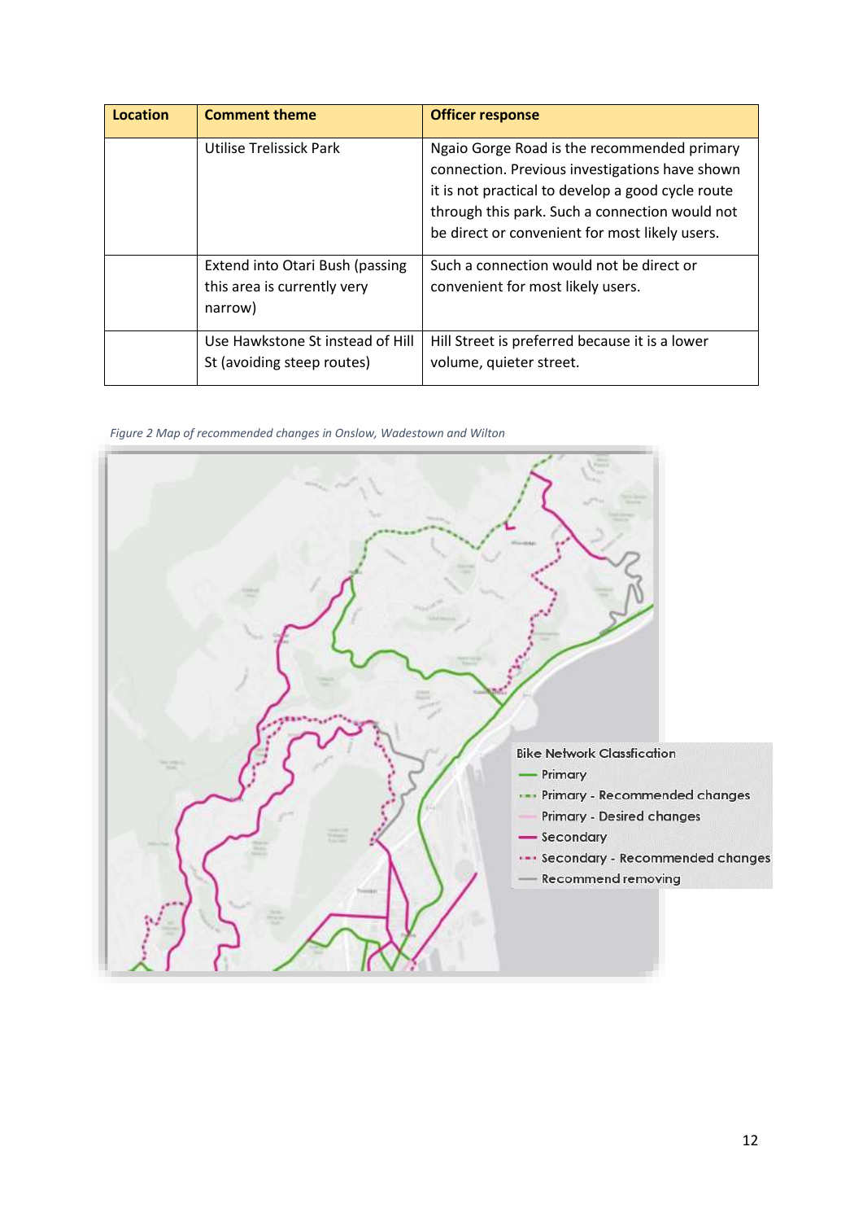| Location | Comment theme | Officer response |
|---|---|---|
| | Utilise Trelissick Park | Ngaio Gorge Road is the recommended primary connection. Previous investigations have shown it is not practical to develop a good cycle route through this park. Such a connection would not be direct or convenient for most likely users. |
| | Extend into Otari Bush (passing this area is currently very narrow) | Such a connection would not be direct or convenient for most likely users. |
| | Use Hawkstone St instead of Hill St (avoiding steep routes) | Hill Street is preferred because it is a lower volume, quieter street. |

*Figure 2 Map of recommended changes in Onslow, Wadestown and Wilton*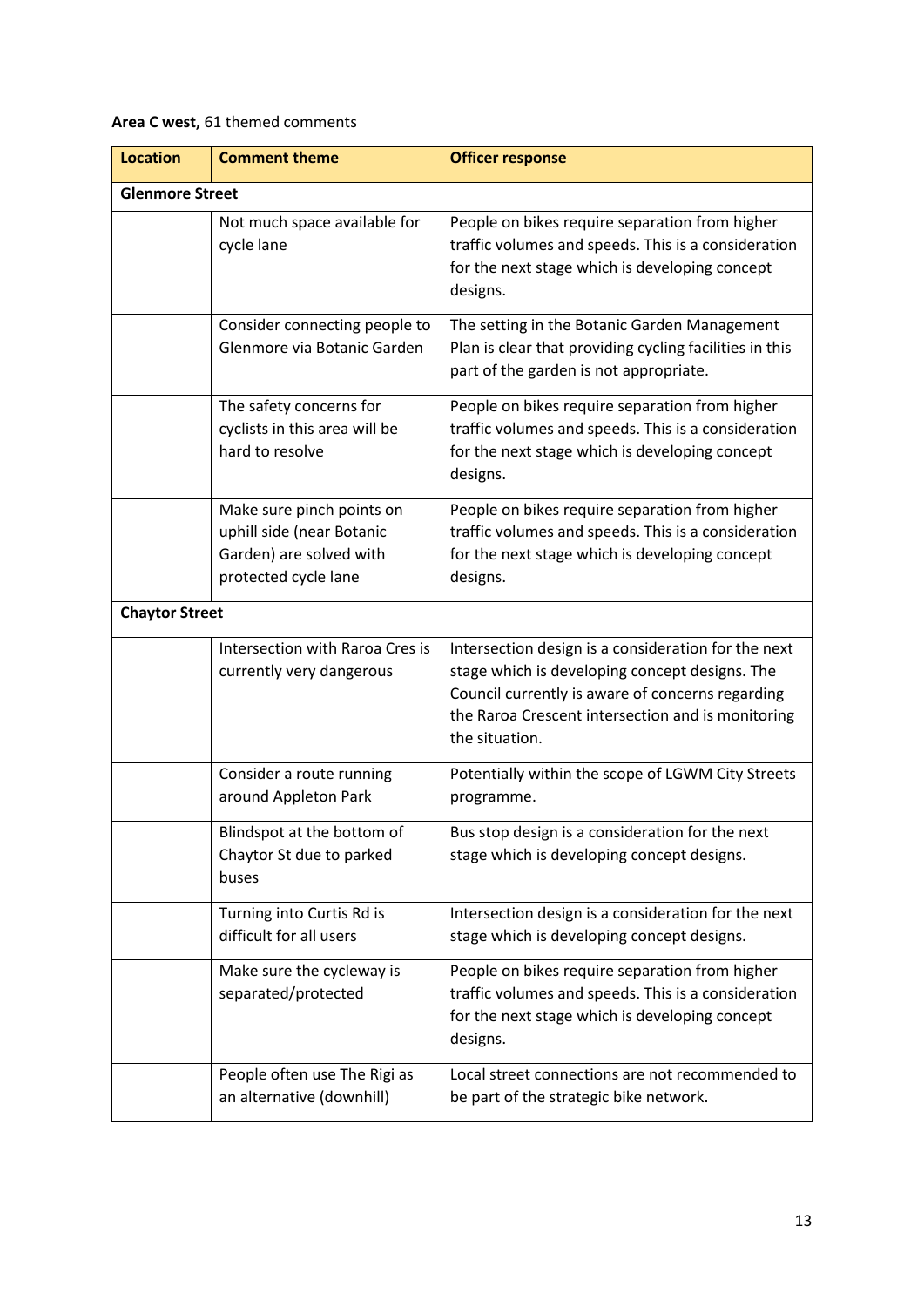**Area C west,** 61 themed comments

| Location | Comment theme | Officer response |
|---|---|---|
| **Glenmore Street** | | |
| | Not much space available for cycle lane | People on bikes require separation from higher traffic volumes and speeds. This is a consideration for the next stage which is developing concept designs. |
| | Consider connecting people to Glenmore via Botanic Garden | The setting in the Botanic Garden Management Plan is clear that providing cycling facilities in this part of the garden is not appropriate. |
| | The safety concerns for cyclists in this area will be hard to resolve | People on bikes require separation from higher traffic volumes and speeds. This is a consideration for the next stage which is developing concept designs. |
| | Make sure pinch points on uphill side (near Botanic Garden) are solved with protected cycle lane | People on bikes require separation from higher traffic volumes and speeds. This is a consideration for the next stage which is developing concept designs. |
| **Chaytor Street** | | |
| | Intersection with Raroa Cres is currently very dangerous | Intersection design is a consideration for the next stage which is developing concept designs. The Council currently is aware of concerns regarding the Raroa Crescent intersection and is monitoring the situation. |
| | Consider a route running around Appleton Park | Potentially within the scope of LGWM City Streets programme. |
| | Blindspot at the bottom of Chaytor St due to parked buses | Bus stop design is a consideration for the next stage which is developing concept designs. |
| | Turning into Curtis Rd is difficult for all users | Intersection design is a consideration for the next stage which is developing concept designs. |
| | Make sure the cycleway is separated/protected | People on bikes require separation from higher traffic volumes and speeds. This is a consideration for the next stage which is developing concept designs. |
| | People often use The Rigi as an alternative (downhill) | Local street connections are not recommended to be part of the strategic bike network. |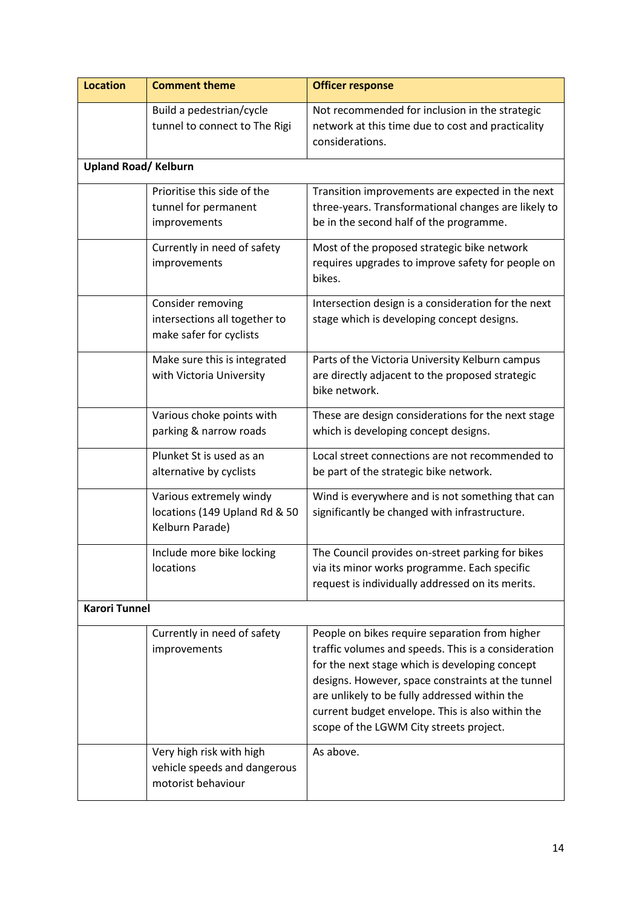| Location | Comment theme | Officer response |
|---|---|---|
| | Build a pedestrian/cycle tunnel to connect to The Rigi | Not recommended for inclusion in the strategic network at this time due to cost and practicality considerations. |
| **Upland Road/ Kelburn** | | |
| | Prioritise this side of the tunnel for permanent improvements | Transition improvements are expected in the next three-years. Transformational changes are likely to be in the second half of the programme. |
| | Currently in need of safety improvements | Most of the proposed strategic bike network requires upgrades to improve safety for people on bikes. |
| | Consider removing intersections all together to make safer for cyclists | Intersection design is a consideration for the next stage which is developing concept designs. |
| | Make sure this is integrated with Victoria University | Parts of the Victoria University Kelburn campus are directly adjacent to the proposed strategic bike network. |
| | Various choke points with parking & narrow roads | These are design considerations for the next stage which is developing concept designs. |
| | Plunket St is used as an alternative by cyclists | Local street connections are not recommended to be part of the strategic bike network. |
| | Various extremely windy locations (149 Upland Rd & 50 Kelburn Parade) | Wind is everywhere and is not something that can significantly be changed with infrastructure. |
| | Include more bike locking locations | The Council provides on-street parking for bikes via its minor works programme. Each specific request is individually addressed on its merits. |
| **Karori Tunnel** | | |
| | Currently in need of safety improvements | People on bikes require separation from higher traffic volumes and speeds. This is a consideration for the next stage which is developing concept designs. However, space constraints at the tunnel are unlikely to be fully addressed within the current budget envelope. This is also within the scope of the LGWM City streets project. |
| | Very high risk with high vehicle speeds and dangerous motorist behaviour | As above. |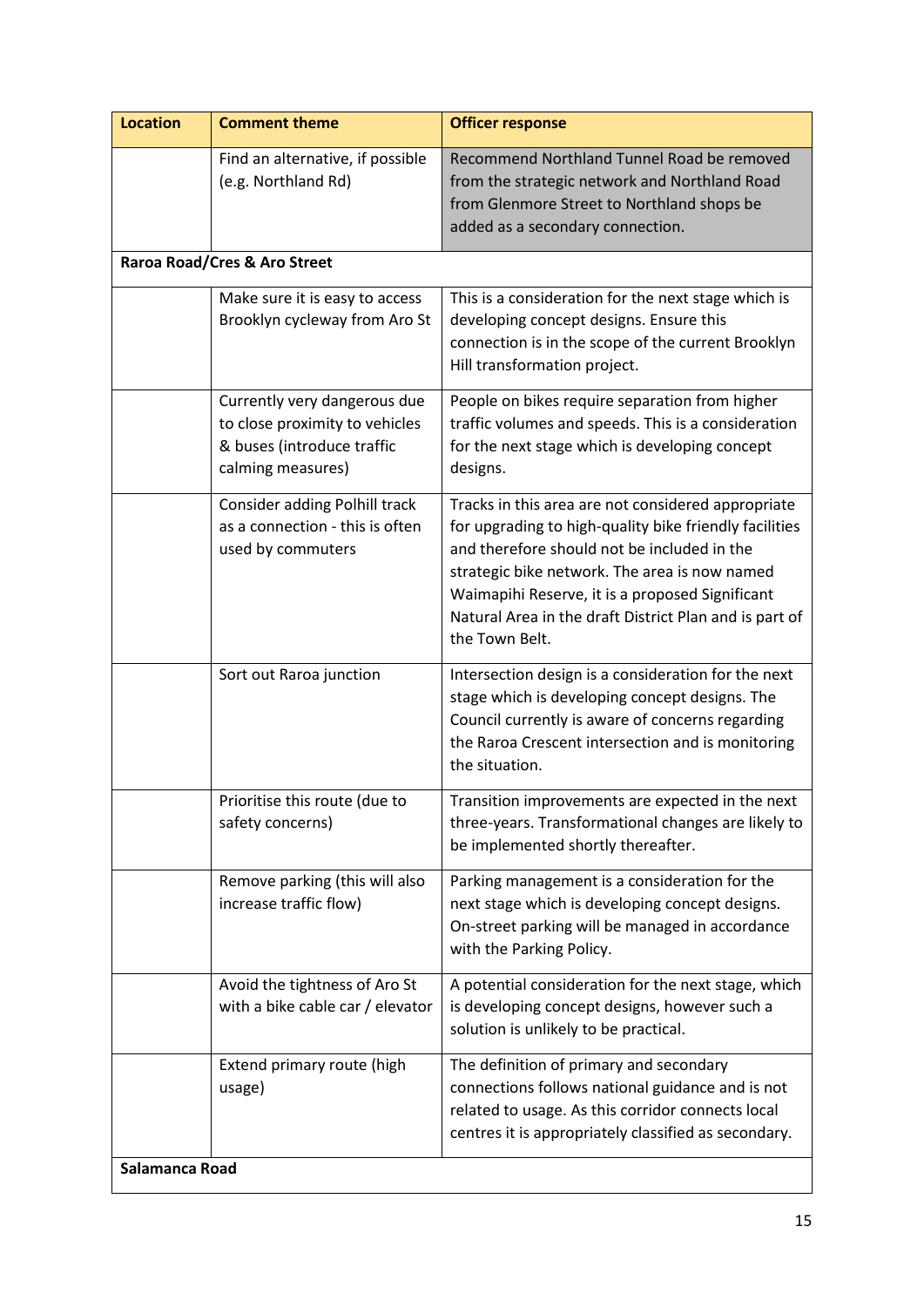| Location | Comment theme | Officer response |
| --- | --- | --- |
| | Find an alternative, if possible (e.g. Northland Rd) | Recommend Northland Tunnel Road be removed from the strategic network and Northland Road from Glenmore Street to Northland shops be added as a secondary connection. |
| **Raroa Road/Cres & Aro Street** | | |
| | Make sure it is easy to access Brooklyn cycleway from Aro St | This is a consideration for the next stage which is developing concept designs. Ensure this connection is in the scope of the current Brooklyn Hill transformation project. |
| | Currently very dangerous due to close proximity to vehicles & buses (introduce traffic calming measures) | People on bikes require separation from higher traffic volumes and speeds. This is a consideration for the next stage which is developing concept designs. |
| | Consider adding Polhill track as a connection - this is often used by commuters | Tracks in this area are not considered appropriate for upgrading to high-quality bike friendly facilities and therefore should not be included in the strategic bike network. The area is now named Waimapihi Reserve, it is a proposed Significant Natural Area in the draft District Plan and is part of the Town Belt. |
| | Sort out Raroa junction | Intersection design is a consideration for the next stage which is developing concept designs. The Council currently is aware of concerns regarding the Raroa Crescent intersection and is monitoring the situation. |
| | Prioritise this route (due to safety concerns) | Transition improvements are expected in the next three-years. Transformational changes are likely to be implemented shortly thereafter. |
| | Remove parking (this will also increase traffic flow) | Parking management is a consideration for the next stage which is developing concept designs. On-street parking will be managed in accordance with the Parking Policy. |
| | Avoid the tightness of Aro St with a bike cable car / elevator | A potential consideration for the next stage, which is developing concept designs, however such a solution is unlikely to be practical. |
| | Extend primary route (high usage) | The definition of primary and secondary connections follows national guidance and is not related to usage. As this corridor connects local centres it is appropriately classified as secondary. |
| **Salamanca Road** | | |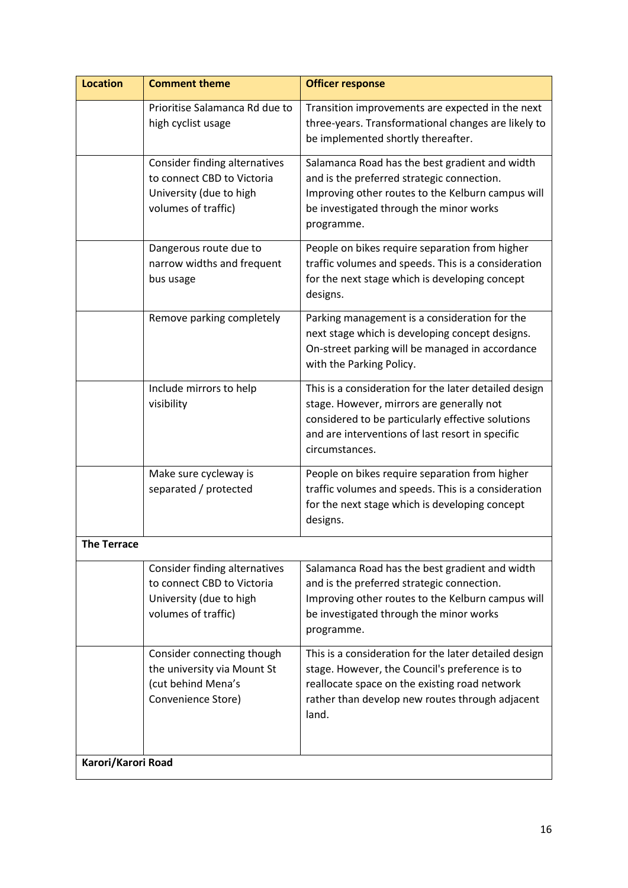| Location | Comment theme | Officer response |
|---|---|---|
| | Prioritise Salamanca Rd due to high cyclist usage | Transition improvements are expected in the next three-years. Transformational changes are likely to be implemented shortly thereafter. |
| | Consider finding alternatives to connect CBD to Victoria University (due to high volumes of traffic) | Salamanca Road has the best gradient and width and is the preferred strategic connection. Improving other routes to the Kelburn campus will be investigated through the minor works programme. |
| | Dangerous route due to narrow widths and frequent bus usage | People on bikes require separation from higher traffic volumes and speeds. This is a consideration for the next stage which is developing concept designs. |
| | Remove parking completely | Parking management is a consideration for the next stage which is developing concept designs. On-street parking will be managed in accordance with the Parking Policy. |
| | Include mirrors to help visibility | This is a consideration for the later detailed design stage. However, mirrors are generally not considered to be particularly effective solutions and are interventions of last resort in specific circumstances. |
| | Make sure cycleway is separated / protected | People on bikes require separation from higher traffic volumes and speeds. This is a consideration for the next stage which is developing concept designs. |
| **The Terrace** | | |
| | Consider finding alternatives to connect CBD to Victoria University (due to high volumes of traffic) | Salamanca Road has the best gradient and width and is the preferred strategic connection. Improving other routes to the Kelburn campus will be investigated through the minor works programme. |
| | Consider connecting though the university via Mount St (cut behind Mena's Convenience Store) | This is a consideration for the later detailed design stage. However, the Council's preference is to reallocate space on the existing road network rather than develop new routes through adjacent land. |
| **Karori/Karori Road** | | |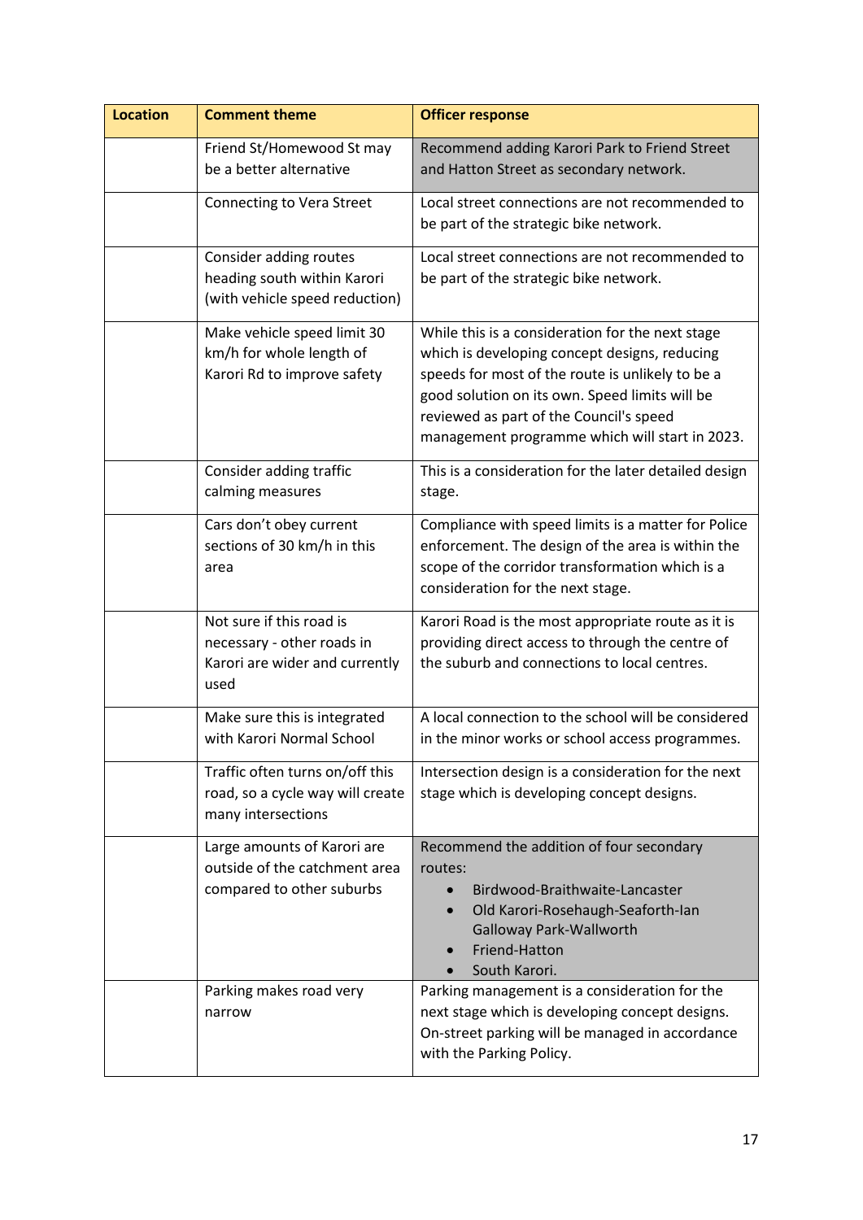| Location | Comment theme | Officer response |
|---|---|---|
| | Friend St/Homewood St may be a better alternative | Recommend adding Karori Park to Friend Street and Hatton Street as secondary network. |
| | Connecting to Vera Street | Local street connections are not recommended to be part of the strategic bike network. |
| | Consider adding routes heading south within Karori (with vehicle speed reduction) | Local street connections are not recommended to be part of the strategic bike network. |
| | Make vehicle speed limit 30 km/h for whole length of Karori Rd to improve safety | While this is a consideration for the next stage which is developing concept designs, reducing speeds for most of the route is unlikely to be a good solution on its own. Speed limits will be reviewed as part of the Council's speed management programme which will start in 2023. |
| | Consider adding traffic calming measures | This is a consideration for the later detailed design stage. |
| | Cars don't obey current sections of 30 km/h in this area | Compliance with speed limits is a matter for Police enforcement. The design of the area is within the scope of the corridor transformation which is a consideration for the next stage. |
| | Not sure if this road is necessary - other roads in Karori are wider and currently used | Karori Road is the most appropriate route as it is providing direct access to through the centre of the suburb and connections to local centres. |
| | Make sure this is integrated with Karori Normal School | A local connection to the school will be considered in the minor works or school access programmes. |
| | Traffic often turns on/off this road, so a cycle way will create many intersections | Intersection design is a consideration for the next stage which is developing concept designs. |
| | Large amounts of Karori are outside of the catchment area compared to other suburbs | Recommend the addition of four secondary routes:<br>• Birdwood-Braithwaite-Lancaster<br>• Old Karori-Rosehaugh-Seaforth-Ian Galloway Park-Wallworth<br>• Friend-Hatton<br>• South Karori. |
| | Parking makes road very narrow | Parking management is a consideration for the next stage which is developing concept designs. On-street parking will be managed in accordance with the Parking Policy. |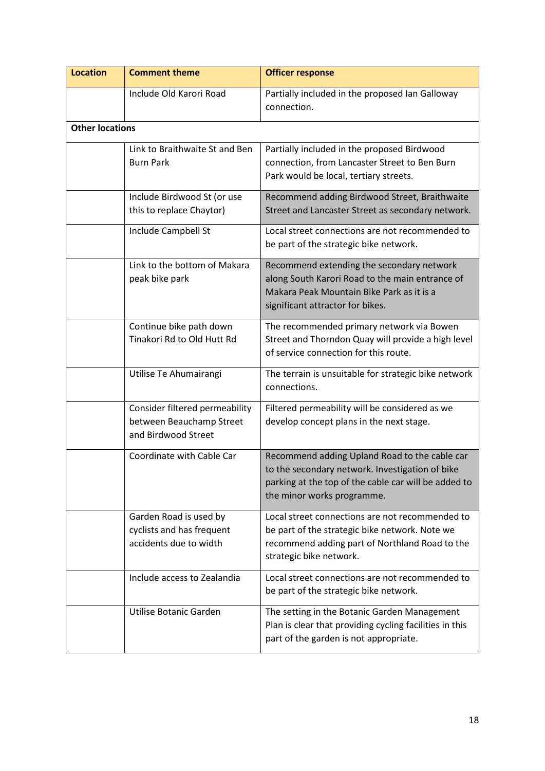| Location | Comment theme | Officer response |
| --- | --- | --- |
| | Include Old Karori Road | Partially included in the proposed Ian Galloway connection. |
| **Other locations** | | |
| | Link to Braithwaite St and Ben Burn Park | Partially included in the proposed Birdwood connection, from Lancaster Street to Ben Burn Park would be local, tertiary streets. |
| | Include Birdwood St (or use this to replace Chaytor) | Recommend adding Birdwood Street, Braithwaite Street and Lancaster Street as secondary network. |
| | Include Campbell St | Local street connections are not recommended to be part of the strategic bike network. |
| | Link to the bottom of Makara peak bike park | Recommend extending the secondary network along South Karori Road to the main entrance of Makara Peak Mountain Bike Park as it is a significant attractor for bikes. |
| | Continue bike path down Tinakori Rd to Old Hutt Rd | The recommended primary network via Bowen Street and Thorndon Quay will provide a high level of service connection for this route. |
| | Utilise Te Ahumairangi | The terrain is unsuitable for strategic bike network connections. |
| | Consider filtered permeability between Beauchamp Street and Birdwood Street | Filtered permeability will be considered as we develop concept plans in the next stage. |
| | Coordinate with Cable Car | Recommend adding Upland Road to the cable car to the secondary network. Investigation of bike parking at the top of the cable car will be added to the minor works programme. |
| | Garden Road is used by cyclists and has frequent accidents due to width | Local street connections are not recommended to be part of the strategic bike network. Note we recommend adding part of Northland Road to the strategic bike network. |
| | Include access to Zealandia | Local street connections are not recommended to be part of the strategic bike network. |
| | Utilise Botanic Garden | The setting in the Botanic Garden Management Plan is clear that providing cycling facilities in this part of the garden is not appropriate. |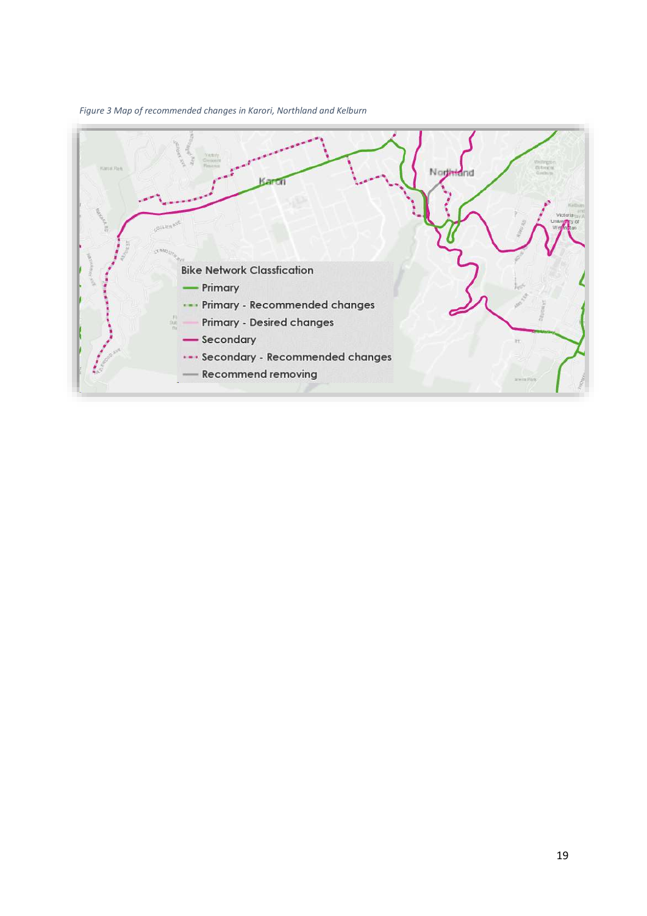*Figure 3 Map of recommended changes in Karori, Northland and Kelburn*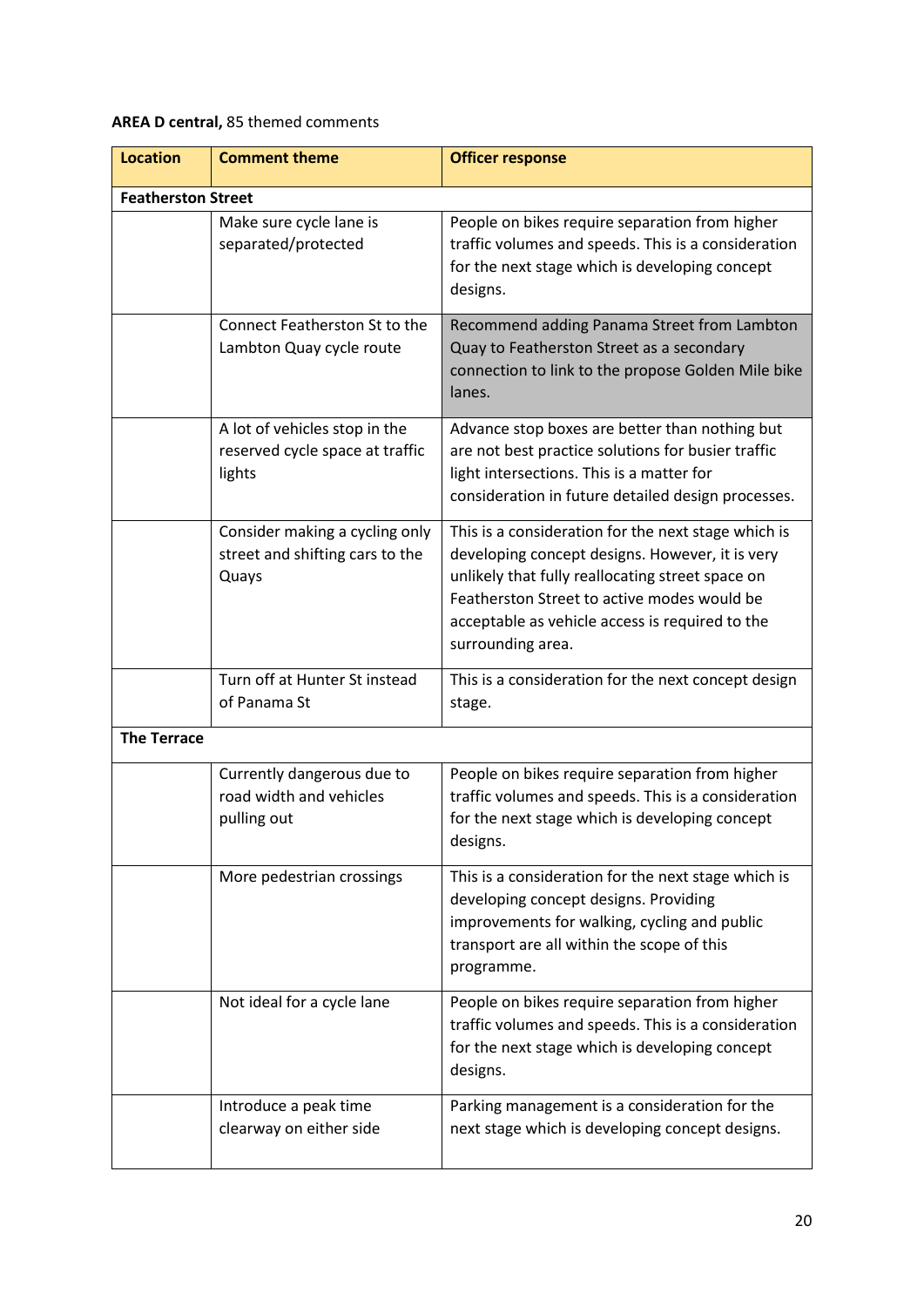**AREA D central,** 85 themed comments

| Location | Comment theme | Officer response |
|---|---|---|
| **Featherston Street** | | |
| | Make sure cycle lane is separated/protected | People on bikes require separation from higher traffic volumes and speeds. This is a consideration for the next stage which is developing concept designs. |
| | Connect Featherston St to the Lambton Quay cycle route | Recommend adding Panama Street from Lambton Quay to Featherston Street as a secondary connection to link to the propose Golden Mile bike lanes. |
| | A lot of vehicles stop in the reserved cycle space at traffic lights | Advance stop boxes are better than nothing but are not best practice solutions for busier traffic light intersections. This is a matter for consideration in future detailed design processes. |
| | Consider making a cycling only street and shifting cars to the Quays | This is a consideration for the next stage which is developing concept designs. However, it is very unlikely that fully reallocating street space on Featherston Street to active modes would be acceptable as vehicle access is required to the surrounding area. |
| | Turn off at Hunter St instead of Panama St | This is a consideration for the next concept design stage. |
| **The Terrace** | | |
| | Currently dangerous due to road width and vehicles pulling out | People on bikes require separation from higher traffic volumes and speeds. This is a consideration for the next stage which is developing concept designs. |
| | More pedestrian crossings | This is a consideration for the next stage which is developing concept designs. Providing improvements for walking, cycling and public transport are all within the scope of this programme. |
| | Not ideal for a cycle lane | People on bikes require separation from higher traffic volumes and speeds. This is a consideration for the next stage which is developing concept designs. |
| | Introduce a peak time clearway on either side | Parking management is a consideration for the next stage which is developing concept designs. |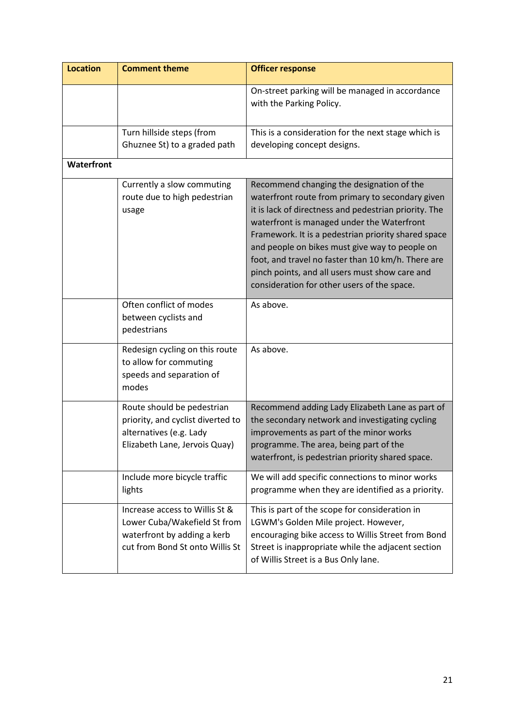| Location | Comment theme | Officer response |
|---|---|---|
| | | On-street parking will be managed in accordance with the Parking Policy. |
| | Turn hillside steps (from Ghuznee St) to a graded path | This is a consideration for the next stage which is developing concept designs. |
| **Waterfront** | | |
| | Currently a slow commuting route due to high pedestrian usage | Recommend changing the designation of the waterfront route from primary to secondary given it is lack of directness and pedestrian priority. The waterfront is managed under the Waterfront Framework. It is a pedestrian priority shared space and people on bikes must give way to people on foot, and travel no faster than 10 km/h. There are pinch points, and all users must show care and consideration for other users of the space. |
| | Often conflict of modes between cyclists and pedestrians | As above. |
| | Redesign cycling on this route to allow for commuting speeds and separation of modes | As above. |
| | Route should be pedestrian priority, and cyclist diverted to alternatives (e.g. Lady Elizabeth Lane, Jervois Quay) | Recommend adding Lady Elizabeth Lane as part of the secondary network and investigating cycling improvements as part of the minor works programme. The area, being part of the waterfront, is pedestrian priority shared space. |
| | Include more bicycle traffic lights | We will add specific connections to minor works programme when they are identified as a priority. |
| | Increase access to Willis St & Lower Cuba/Wakefield St from waterfront by adding a kerb cut from Bond St onto Willis St | This is part of the scope for consideration in LGWM's Golden Mile project. However, encouraging bike access to Willis Street from Bond Street is inappropriate while the adjacent section of Willis Street is a Bus Only lane. |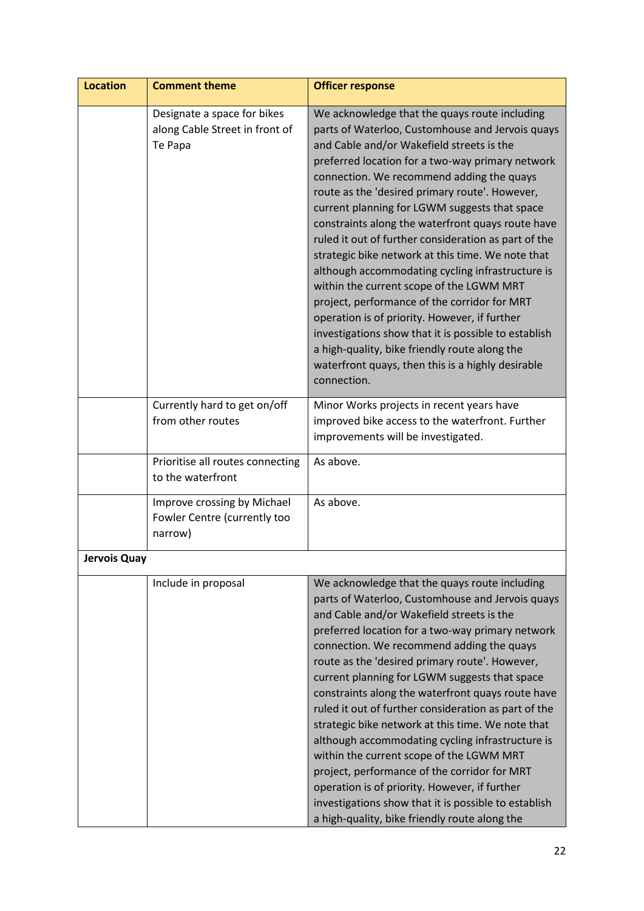| Location | Comment theme | Officer response |
|---|---|---|
| | Designate a space for bikes along Cable Street in front of Te Papa | We acknowledge that the quays route including parts of Waterloo, Customhouse and Jervois quays and Cable and/or Wakefield streets is the preferred location for a two-way primary network connection. We recommend adding the quays route as the 'desired primary route'. However, current planning for LGWM suggests that space constraints along the waterfront quays route have ruled it out of further consideration as part of the strategic bike network at this time. We note that although accommodating cycling infrastructure is within the current scope of the LGWM MRT project, performance of the corridor for MRT operation is of priority. However, if further investigations show that it is possible to establish a high-quality, bike friendly route along the waterfront quays, then this is a highly desirable connection. |
| | Currently hard to get on/off from other routes | Minor Works projects in recent years have improved bike access to the waterfront. Further improvements will be investigated. |
| | Prioritise all routes connecting to the waterfront | As above. |
| | Improve crossing by Michael Fowler Centre (currently too narrow) | As above. |
| **Jervois Quay** | | |
| | Include in proposal | We acknowledge that the quays route including parts of Waterloo, Customhouse and Jervois quays and Cable and/or Wakefield streets is the preferred location for a two-way primary network connection. We recommend adding the quays route as the 'desired primary route'. However, current planning for LGWM suggests that space constraints along the waterfront quays route have ruled it out of further consideration as part of the strategic bike network at this time. We note that although accommodating cycling infrastructure is within the current scope of the LGWM MRT project, performance of the corridor for MRT operation is of priority. However, if further investigations show that it is possible to establish a high-quality, bike friendly route along the |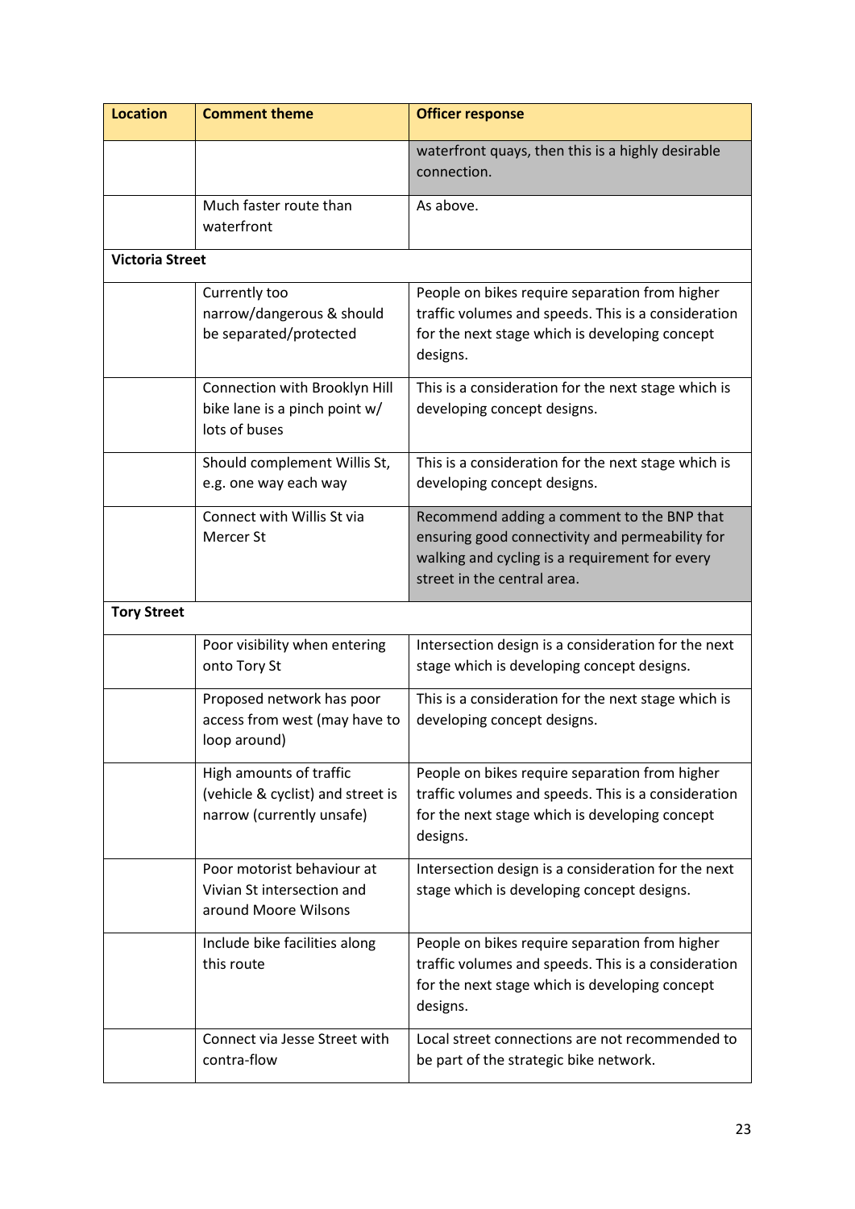| Location | Comment theme | Officer response |
|---|---|---|
| | | waterfront quays, then this is a highly desirable connection. |
| | Much faster route than waterfront | As above. |
| **Victoria Street** | | |
| | Currently too narrow/dangerous & should be separated/protected | People on bikes require separation from higher traffic volumes and speeds. This is a consideration for the next stage which is developing concept designs. |
| | Connection with Brooklyn Hill bike lane is a pinch point w/ lots of buses | This is a consideration for the next stage which is developing concept designs. |
| | Should complement Willis St, e.g. one way each way | This is a consideration for the next stage which is developing concept designs. |
| | Connect with Willis St via Mercer St | Recommend adding a comment to the BNP that ensuring good connectivity and permeability for walking and cycling is a requirement for every street in the central area. |
| **Tory Street** | | |
| | Poor visibility when entering onto Tory St | Intersection design is a consideration for the next stage which is developing concept designs. |
| | Proposed network has poor access from west (may have to loop around) | This is a consideration for the next stage which is developing concept designs. |
| | High amounts of traffic (vehicle & cyclist) and street is narrow (currently unsafe) | People on bikes require separation from higher traffic volumes and speeds. This is a consideration for the next stage which is developing concept designs. |
| | Poor motorist behaviour at Vivian St intersection and around Moore Wilsons | Intersection design is a consideration for the next stage which is developing concept designs. |
| | Include bike facilities along this route | People on bikes require separation from higher traffic volumes and speeds. This is a consideration for the next stage which is developing concept designs. |
| | Connect via Jesse Street with contra-flow | Local street connections are not recommended to be part of the strategic bike network. |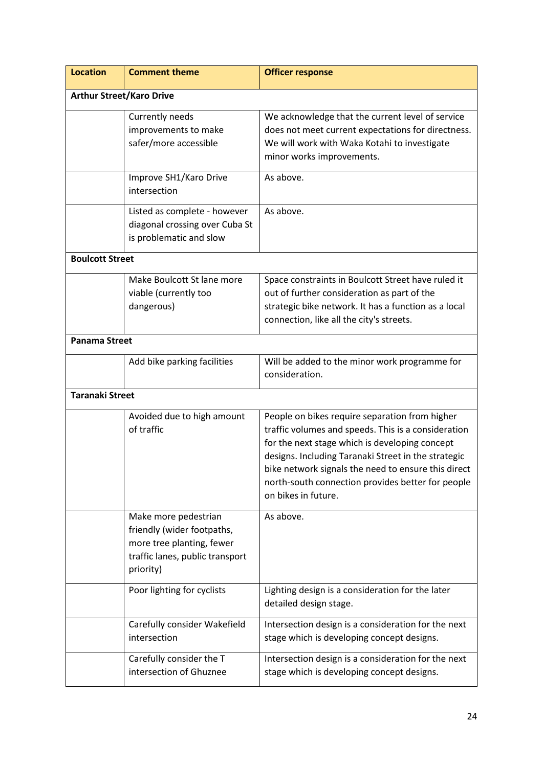| Location | Comment theme | Officer response |
|---|---|---|
| **Arthur Street/Karo Drive** | | |
| | Currently needs improvements to make safer/more accessible | We acknowledge that the current level of service does not meet current expectations for directness. We will work with Waka Kotahi to investigate minor works improvements. |
| | Improve SH1/Karo Drive intersection | As above. |
| | Listed as complete - however diagonal crossing over Cuba St is problematic and slow | As above. |
| **Boulcott Street** | | |
| | Make Boulcott St lane more viable (currently too dangerous) | Space constraints in Boulcott Street have ruled it out of further consideration as part of the strategic bike network. It has a function as a local connection, like all the city's streets. |
| **Panama Street** | | |
| | Add bike parking facilities | Will be added to the minor work programme for consideration. |
| **Taranaki Street** | | |
| | Avoided due to high amount of traffic | People on bikes require separation from higher traffic volumes and speeds. This is a consideration for the next stage which is developing concept designs. Including Taranaki Street in the strategic bike network signals the need to ensure this direct north-south connection provides better for people on bikes in future. |
| | Make more pedestrian friendly (wider footpaths, more tree planting, fewer traffic lanes, public transport priority) | As above. |
| | Poor lighting for cyclists | Lighting design is a consideration for the later detailed design stage. |
| | Carefully consider Wakefield intersection | Intersection design is a consideration for the next stage which is developing concept designs. |
| | Carefully consider the T intersection of Ghuznee | Intersection design is a consideration for the next stage which is developing concept designs. |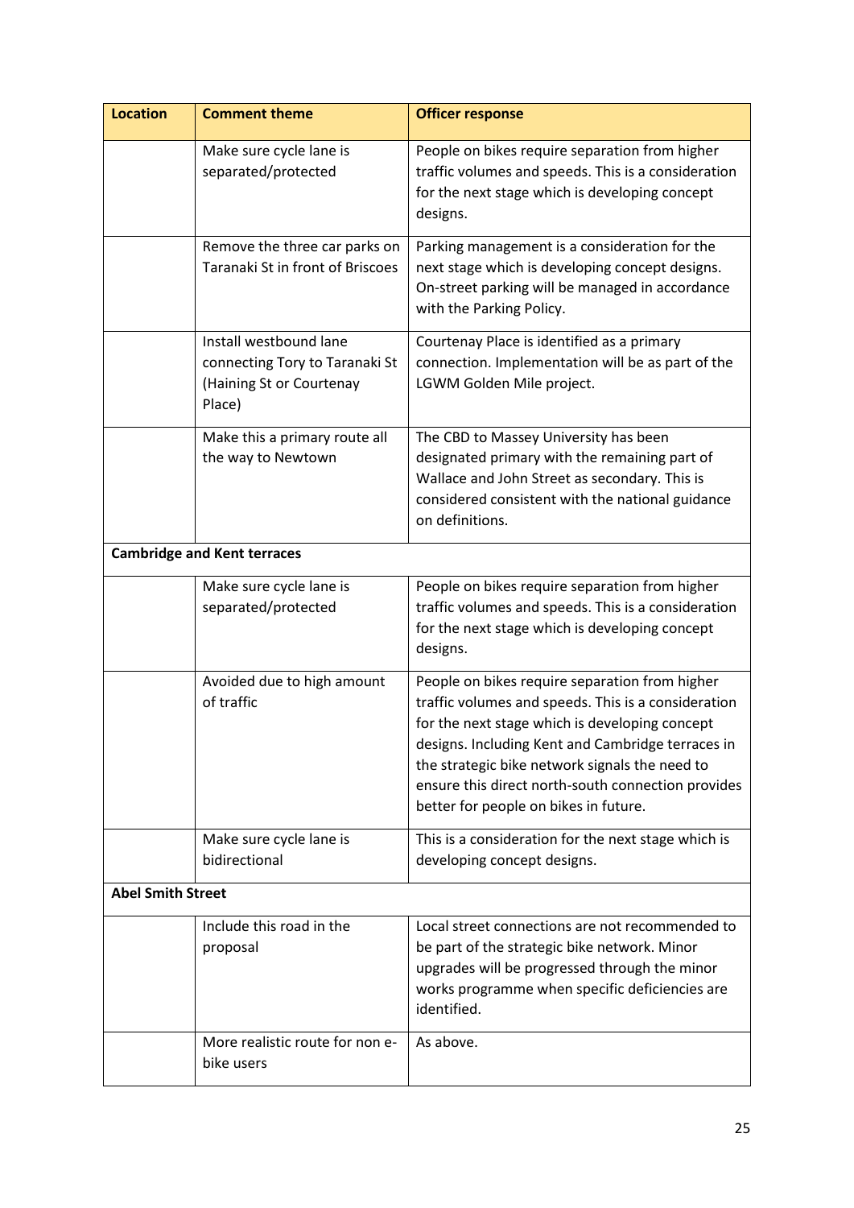| Location | Comment theme | Officer response |
|---|---|---|
| | Make sure cycle lane is separated/protected | People on bikes require separation from higher traffic volumes and speeds. This is a consideration for the next stage which is developing concept designs. |
| | Remove the three car parks on Taranaki St in front of Briscoes | Parking management is a consideration for the next stage which is developing concept designs. On-street parking will be managed in accordance with the Parking Policy. |
| | Install westbound lane connecting Tory to Taranaki St (Haining St or Courtenay Place) | Courtenay Place is identified as a primary connection. Implementation will be as part of the LGWM Golden Mile project. |
| | Make this a primary route all the way to Newtown | The CBD to Massey University has been designated primary with the remaining part of Wallace and John Street as secondary. This is considered consistent with the national guidance on definitions. |
| **Cambridge and Kent terraces** | | |
| | Make sure cycle lane is separated/protected | People on bikes require separation from higher traffic volumes and speeds. This is a consideration for the next stage which is developing concept designs. |
| | Avoided due to high amount of traffic | People on bikes require separation from higher traffic volumes and speeds. This is a consideration for the next stage which is developing concept designs. Including Kent and Cambridge terraces in the strategic bike network signals the need to ensure this direct north-south connection provides better for people on bikes in future. |
| | Make sure cycle lane is bidirectional | This is a consideration for the next stage which is developing concept designs. |
| **Abel Smith Street** | | |
| | Include this road in the proposal | Local street connections are not recommended to be part of the strategic bike network. Minor upgrades will be progressed through the minor works programme when specific deficiencies are identified. |
| | More realistic route for non e-bike users | As above. |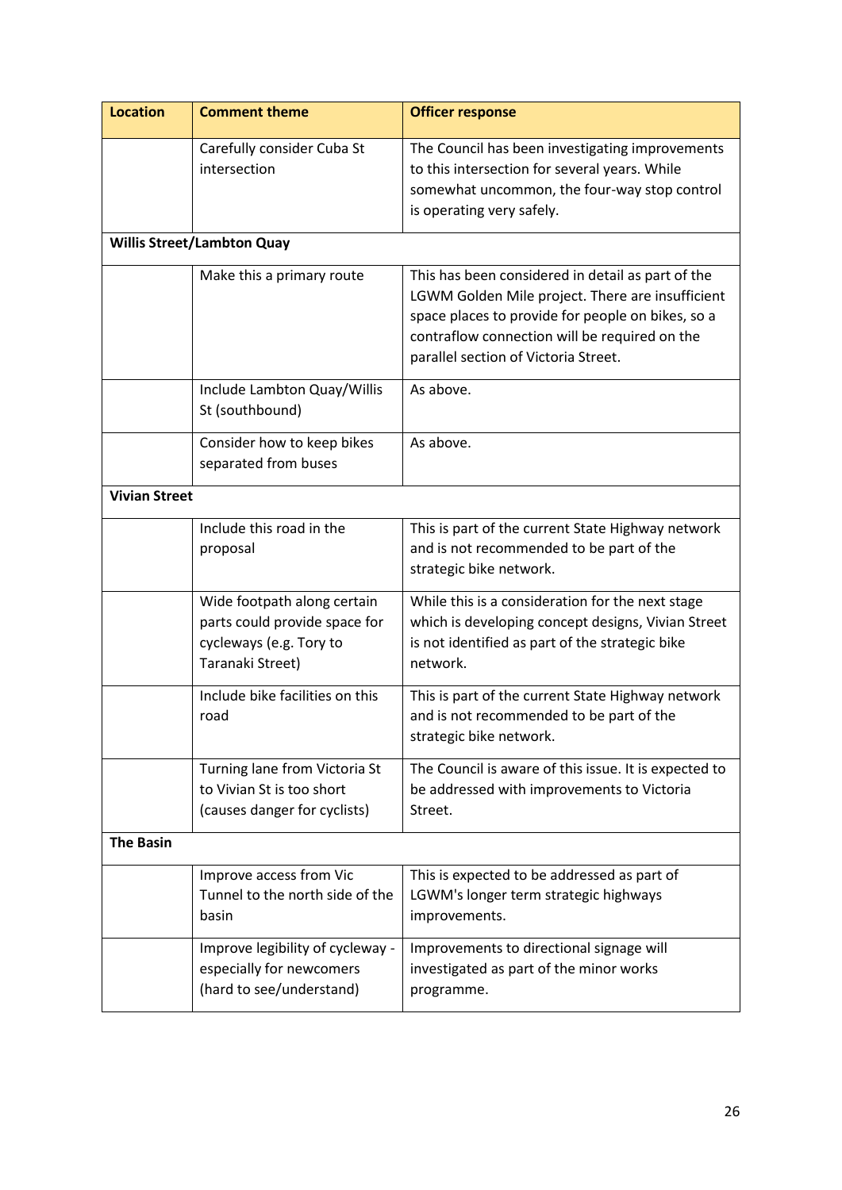| Location | Comment theme | Officer response |
|---|---|---|
| | Carefully consider Cuba St intersection | The Council has been investigating improvements to this intersection for several years. While somewhat uncommon, the four-way stop control is operating very safely. |
| **Willis Street/Lambton Quay** | | |
| | Make this a primary route | This has been considered in detail as part of the LGWM Golden Mile project. There are insufficient space places to provide for people on bikes, so a contraflow connection will be required on the parallel section of Victoria Street. |
| | Include Lambton Quay/Willis St (southbound) | As above. |
| | Consider how to keep bikes separated from buses | As above. |
| **Vivian Street** | | |
| | Include this road in the proposal | This is part of the current State Highway network and is not recommended to be part of the strategic bike network. |
| | Wide footpath along certain parts could provide space for cycleways (e.g. Tory to Taranaki Street) | While this is a consideration for the next stage which is developing concept designs, Vivian Street is not identified as part of the strategic bike network. |
| | Include bike facilities on this road | This is part of the current State Highway network and is not recommended to be part of the strategic bike network. |
| | Turning lane from Victoria St to Vivian St is too short (causes danger for cyclists) | The Council is aware of this issue. It is expected to be addressed with improvements to Victoria Street. |
| **The Basin** | | |
| | Improve access from Vic Tunnel to the north side of the basin | This is expected to be addressed as part of LGWM's longer term strategic highways improvements. |
| | Improve legibility of cycleway - especially for newcomers (hard to see/understand) | Improvements to directional signage will investigated as part of the minor works programme. |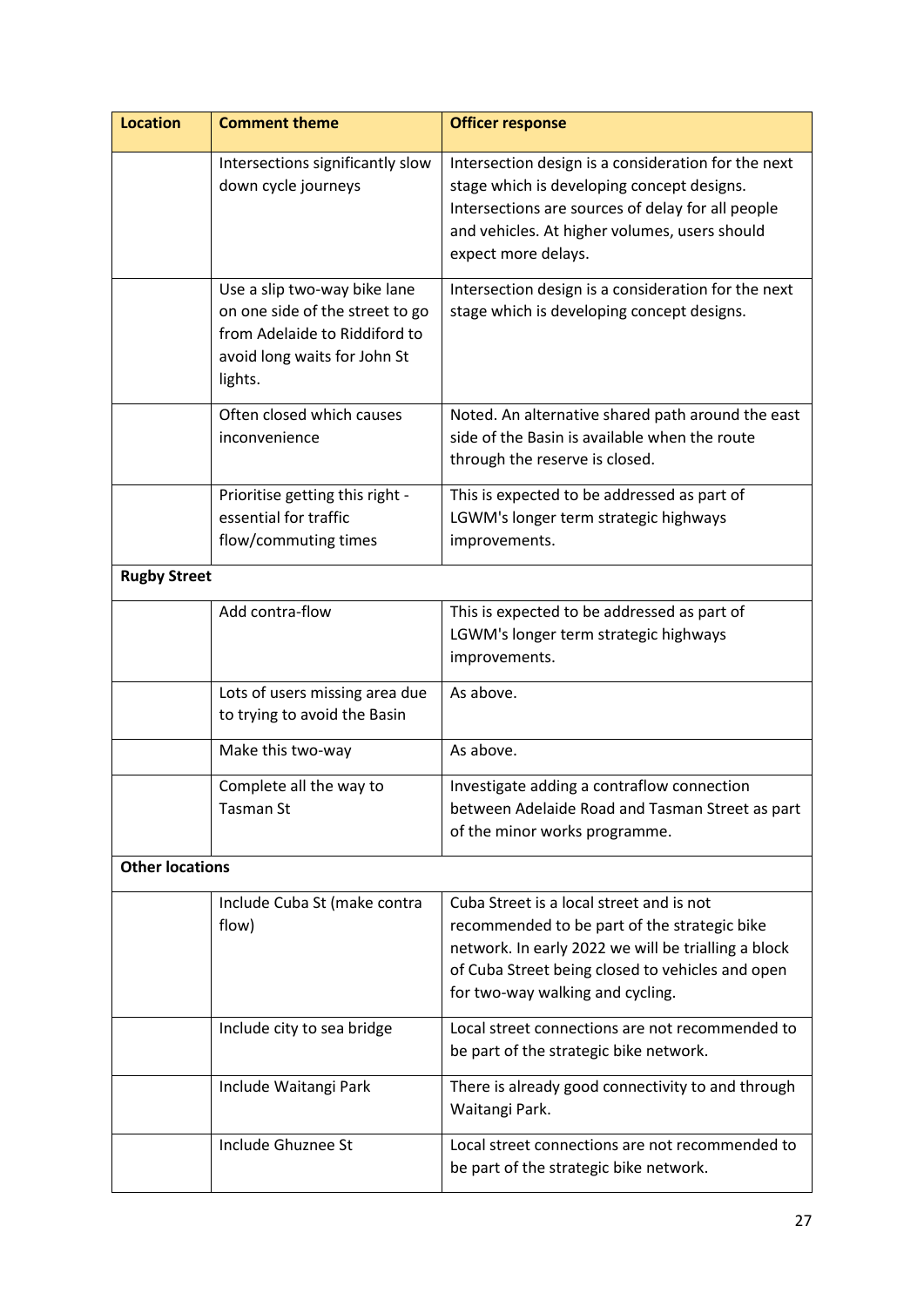| Location | Comment theme | Officer response |
|---|---|---|
| | Intersections significantly slow down cycle journeys | Intersection design is a consideration for the next stage which is developing concept designs. Intersections are sources of delay for all people and vehicles. At higher volumes, users should expect more delays. |
| | Use a slip two-way bike lane on one side of the street to go from Adelaide to Riddiford to avoid long waits for John St lights. | Intersection design is a consideration for the next stage which is developing concept designs. |
| | Often closed which causes inconvenience | Noted. An alternative shared path around the east side of the Basin is available when the route through the reserve is closed. |
| | Prioritise getting this right - essential for traffic flow/commuting times | This is expected to be addressed as part of LGWM's longer term strategic highways improvements. |
| **Rugby Street** | | |
| | Add contra-flow | This is expected to be addressed as part of LGWM's longer term strategic highways improvements. |
| | Lots of users missing area due to trying to avoid the Basin | As above. |
| | Make this two-way | As above. |
| | Complete all the way to Tasman St | Investigate adding a contraflow connection between Adelaide Road and Tasman Street as part of the minor works programme. |
| **Other locations** | | |
| | Include Cuba St (make contra flow) | Cuba Street is a local street and is not recommended to be part of the strategic bike network. In early 2022 we will be trialling a block of Cuba Street being closed to vehicles and open for two-way walking and cycling. |
| | Include city to sea bridge | Local street connections are not recommended to be part of the strategic bike network. |
| | Include Waitangi Park | There is already good connectivity to and through Waitangi Park. |
| | Include Ghuznee St | Local street connections are not recommended to be part of the strategic bike network. |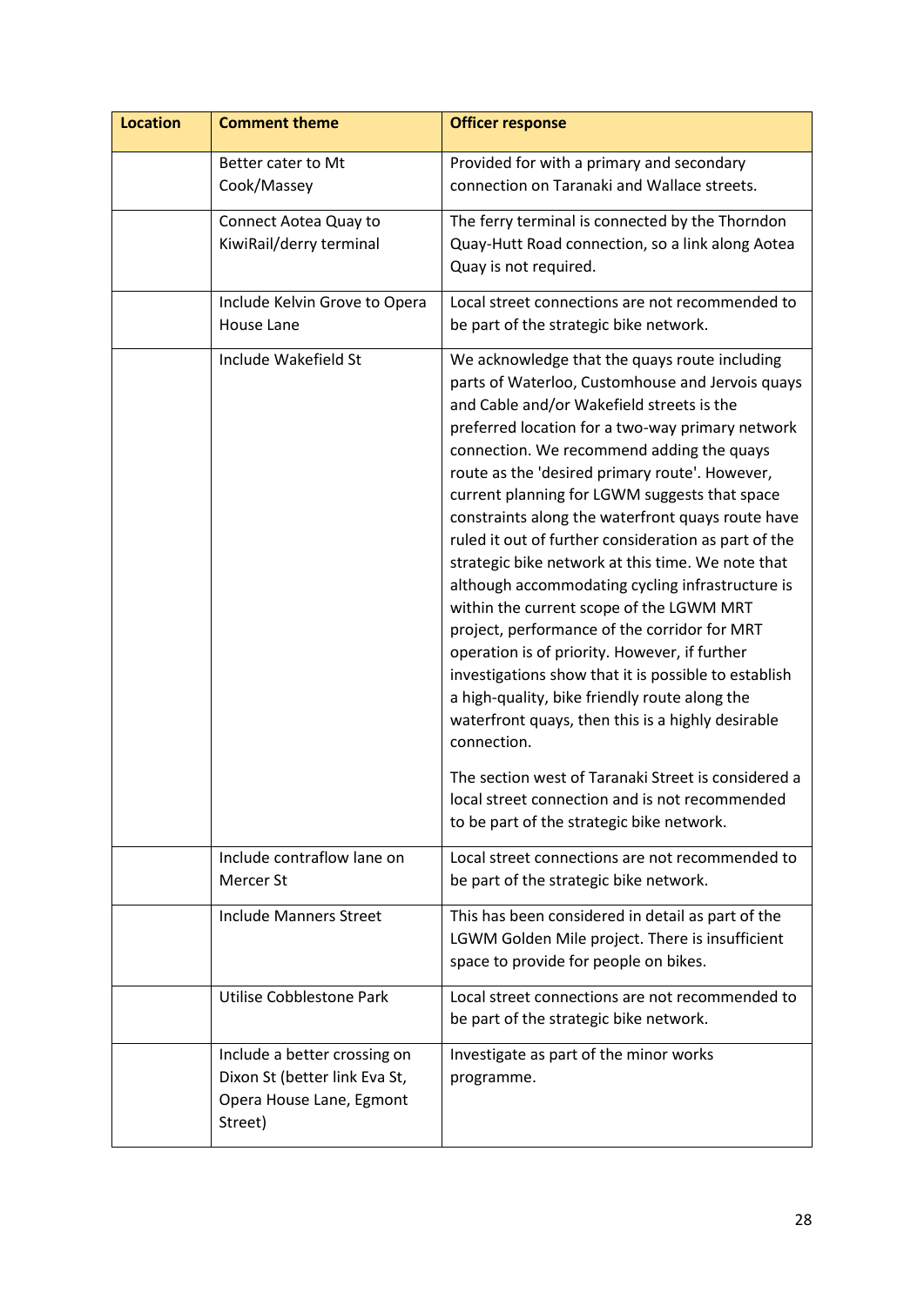| Location | Comment theme | Officer response |
|---|---|---|
| | Better cater to Mt Cook/Massey | Provided for with a primary and secondary connection on Taranaki and Wallace streets. |
| | Connect Aotea Quay to KiwiRail/derry terminal | The ferry terminal is connected by the Thorndon Quay-Hutt Road connection, so a link along Aotea Quay is not required. |
| | Include Kelvin Grove to Opera House Lane | Local street connections are not recommended to be part of the strategic bike network. |
| | Include Wakefield St | We acknowledge that the quays route including parts of Waterloo, Customhouse and Jervois quays and Cable and/or Wakefield streets is the preferred location for a two-way primary network connection. We recommend adding the quays route as the 'desired primary route'. However, current planning for LGWM suggests that space constraints along the waterfront quays route have ruled it out of further consideration as part of the strategic bike network at this time. We note that although accommodating cycling infrastructure is within the current scope of the LGWM MRT project, performance of the corridor for MRT operation is of priority. However, if further investigations show that it is possible to establish a high-quality, bike friendly route along the waterfront quays, then this is a highly desirable connection.<br><br>The section west of Taranaki Street is considered a local street connection and is not recommended to be part of the strategic bike network. |
| | Include contraflow lane on Mercer St | Local street connections are not recommended to be part of the strategic bike network. |
| | Include Manners Street | This has been considered in detail as part of the LGWM Golden Mile project. There is insufficient space to provide for people on bikes. |
| | Utilise Cobblestone Park | Local street connections are not recommended to be part of the strategic bike network. |
| | Include a better crossing on Dixon St (better link Eva St, Opera House Lane, Egmont Street) | Investigate as part of the minor works programme. |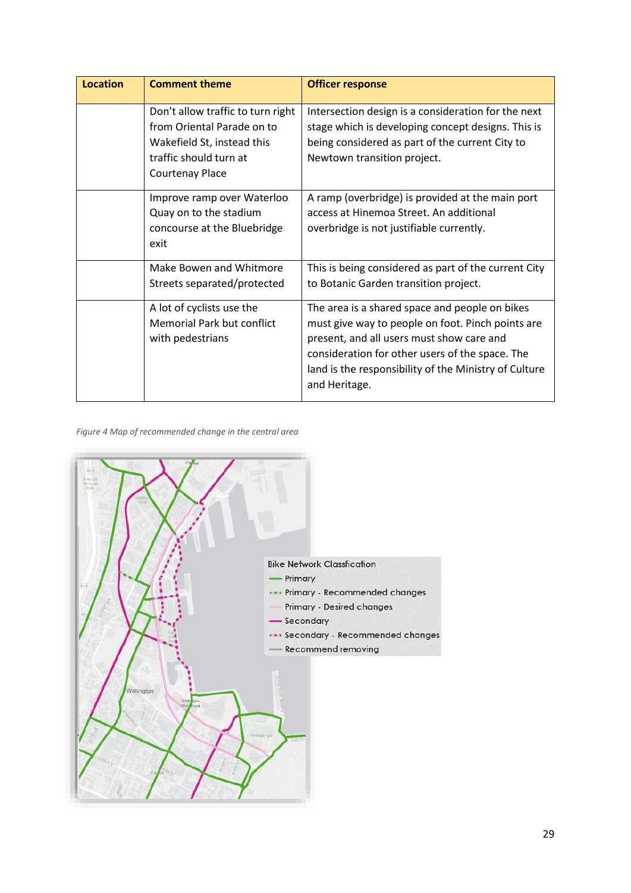| Location | Comment theme | Officer response |
| --- | --- | --- |
| | Don't allow traffic to turn right from Oriental Parade on to Wakefield St, instead this traffic should turn at Courtenay Place | Intersection design is a consideration for the next stage which is developing concept designs. This is being considered as part of the current City to Newtown transition project. |
| | Improve ramp over Waterloo Quay on to the stadium concourse at the Bluebridge exit | A ramp (overbridge) is provided at the main port access at Hinemoa Street. An additional overbridge is not justifiable currently. |
| | Make Bowen and Whitmore Streets separated/protected | This is being considered as part of the current City to Botanic Garden transition project. |
| | A lot of cyclists use the Memorial Park but conflict with pedestrians | The area is a shared space and people on bikes must give way to people on foot. Pinch points are present, and all users must show care and consideration for other users of the space. The land is the responsibility of the Ministry of Culture and Heritage. |

*Figure 4 Map of recommended change in the central area*

Bike Network Classfication
- Primary
- Primary - Recommended changes
- Primary - Desired changes
- Secondary
- Secondary - Recommended changes
- Recommend removing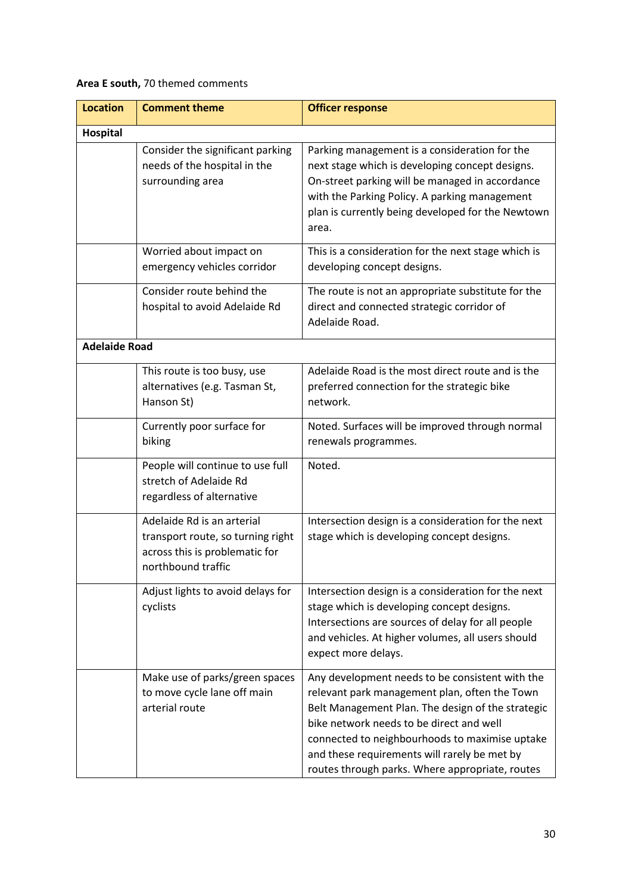**Area E south,** 70 themed comments

| Location | Comment theme | Officer response |
|---|---|---|
| **Hospital** | | |
| | Consider the significant parking needs of the hospital in the surrounding area | Parking management is a consideration for the next stage which is developing concept designs. On-street parking will be managed in accordance with the Parking Policy. A parking management plan is currently being developed for the Newtown area. |
| | Worried about impact on emergency vehicles corridor | This is a consideration for the next stage which is developing concept designs. |
| | Consider route behind the hospital to avoid Adelaide Rd | The route is not an appropriate substitute for the direct and connected strategic corridor of Adelaide Road. |
| **Adelaide Road** | | |
| | This route is too busy, use alternatives (e.g. Tasman St, Hanson St) | Adelaide Road is the most direct route and is the preferred connection for the strategic bike network. |
| | Currently poor surface for biking | Noted. Surfaces will be improved through normal renewals programmes. |
| | People will continue to use full stretch of Adelaide Rd regardless of alternative | Noted. |
| | Adelaide Rd is an arterial transport route, so turning right across this is problematic for northbound traffic | Intersection design is a consideration for the next stage which is developing concept designs. |
| | Adjust lights to avoid delays for cyclists | Intersection design is a consideration for the next stage which is developing concept designs. Intersections are sources of delay for all people and vehicles. At higher volumes, all users should expect more delays. |
| | Make use of parks/green spaces to move cycle lane off main arterial route | Any development needs to be consistent with the relevant park management plan, often the Town Belt Management Plan. The design of the strategic bike network needs to be direct and well connected to neighbourhoods to maximise uptake and these requirements will rarely be met by routes through parks. Where appropriate, routes |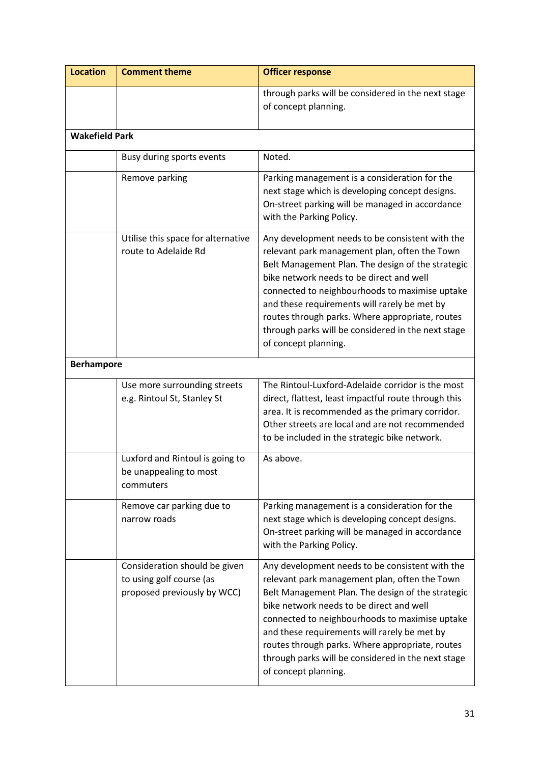| Location | Comment theme | Officer response |
|---|---|---|
| | | through parks will be considered in the next stage of concept planning. |
| **Wakefield Park** | | |
| | Busy during sports events | Noted. |
| | Remove parking | Parking management is a consideration for the next stage which is developing concept designs. On-street parking will be managed in accordance with the Parking Policy. |
| | Utilise this space for alternative route to Adelaide Rd | Any development needs to be consistent with the relevant park management plan, often the Town Belt Management Plan. The design of the strategic bike network needs to be direct and well connected to neighbourhoods to maximise uptake and these requirements will rarely be met by routes through parks. Where appropriate, routes through parks will be considered in the next stage of concept planning. |
| **Berhampore** | | |
| | Use more surrounding streets e.g. Rintoul St, Stanley St | The Rintoul-Luxford-Adelaide corridor is the most direct, flattest, least impactful route through this area. It is recommended as the primary corridor. Other streets are local and are not recommended to be included in the strategic bike network. |
| | Luxford and Rintoul is going to be unappealing to most commuters | As above. |
| | Remove car parking due to narrow roads | Parking management is a consideration for the next stage which is developing concept designs. On-street parking will be managed in accordance with the Parking Policy. |
| | Consideration should be given to using golf course (as proposed previously by WCC) | Any development needs to be consistent with the relevant park management plan, often the Town Belt Management Plan. The design of the strategic bike network needs to be direct and well connected to neighbourhoods to maximise uptake and these requirements will rarely be met by routes through parks. Where appropriate, routes through parks will be considered in the next stage of concept planning. |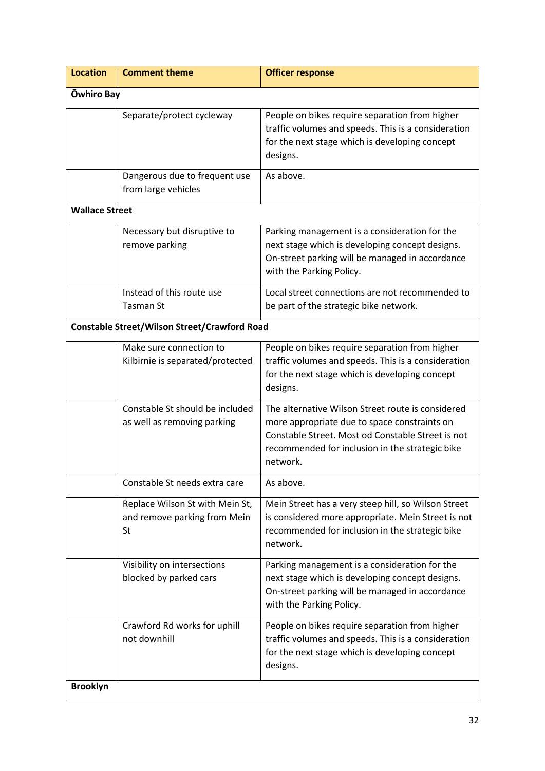| Location | Comment theme | Officer response |
|---|---|---|
| **Ōwhiro Bay** | | |
| | Separate/protect cycleway | People on bikes require separation from higher traffic volumes and speeds. This is a consideration for the next stage which is developing concept designs. |
| | Dangerous due to frequent use from large vehicles | As above. |
| **Wallace Street** | | |
| | Necessary but disruptive to remove parking | Parking management is a consideration for the next stage which is developing concept designs. On-street parking will be managed in accordance with the Parking Policy. |
| | Instead of this route use Tasman St | Local street connections are not recommended to be part of the strategic bike network. |
| **Constable Street/Wilson Street/Crawford Road** | | |
| | Make sure connection to Kilbirnie is separated/protected | People on bikes require separation from higher traffic volumes and speeds. This is a consideration for the next stage which is developing concept designs. |
| | Constable St should be included as well as removing parking | The alternative Wilson Street route is considered more appropriate due to space constraints on Constable Street. Most od Constable Street is not recommended for inclusion in the strategic bike network. |
| | Constable St needs extra care | As above. |
| | Replace Wilson St with Mein St, and remove parking from Mein St | Mein Street has a very steep hill, so Wilson Street is considered more appropriate. Mein Street is not recommended for inclusion in the strategic bike network. |
| | Visibility on intersections blocked by parked cars | Parking management is a consideration for the next stage which is developing concept designs. On-street parking will be managed in accordance with the Parking Policy. |
| | Crawford Rd works for uphill not downhill | People on bikes require separation from higher traffic volumes and speeds. This is a consideration for the next stage which is developing concept designs. |
| **Brooklyn** | | |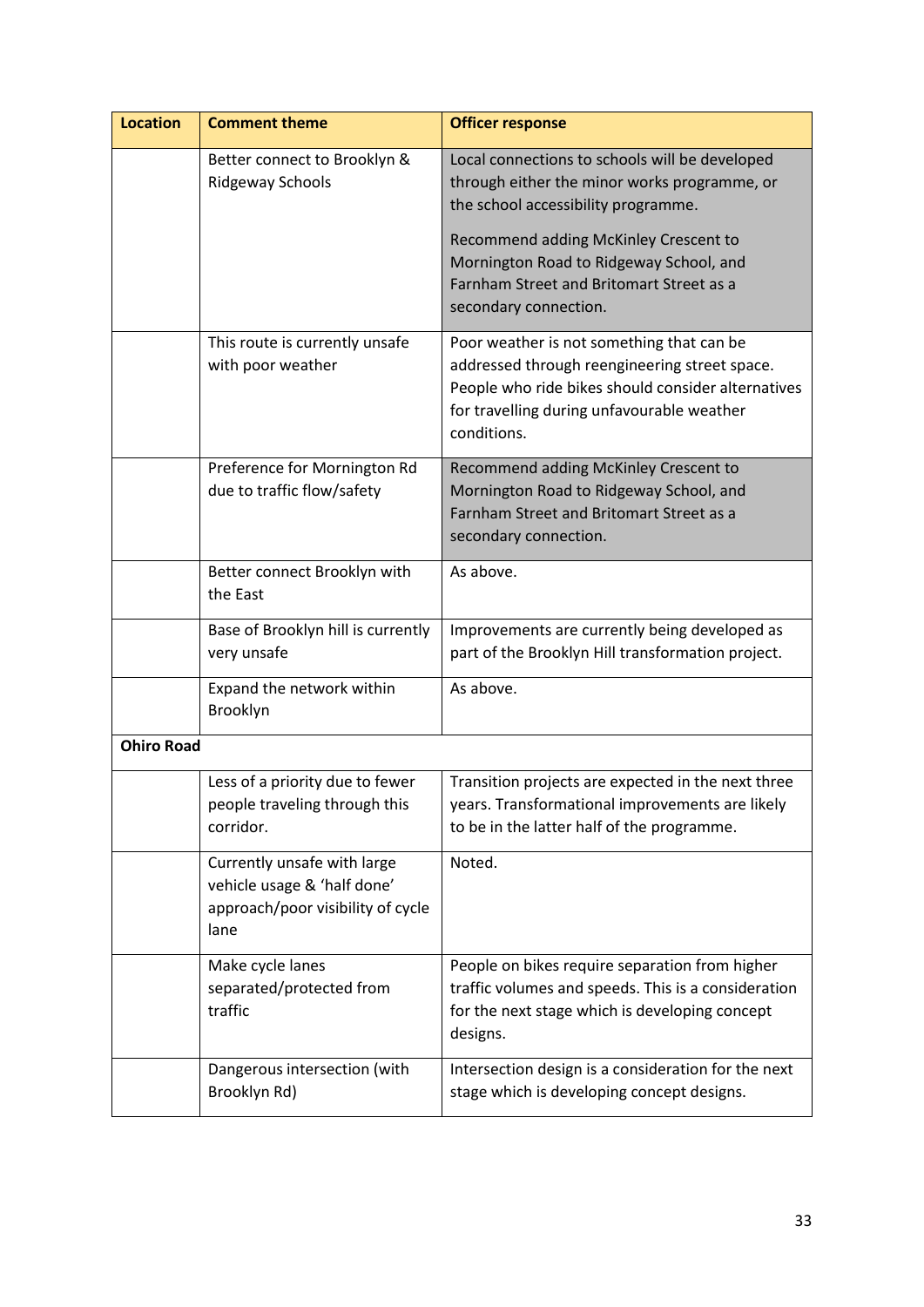| Location | Comment theme | Officer response |
|---|---|---|
| | Better connect to Brooklyn & Ridgeway Schools | Local connections to schools will be developed through either the minor works programme, or the school accessibility programme.<br><br>Recommend adding McKinley Crescent to Mornington Road to Ridgeway School, and Farnham Street and Britomart Street as a secondary connection. |
| | This route is currently unsafe with poor weather | Poor weather is not something that can be addressed through reengineering street space. People who ride bikes should consider alternatives for travelling during unfavourable weather conditions. |
| | Preference for Mornington Rd due to traffic flow/safety | Recommend adding McKinley Crescent to Mornington Road to Ridgeway School, and Farnham Street and Britomart Street as a secondary connection. |
| | Better connect Brooklyn with the East | As above. |
| | Base of Brooklyn hill is currently very unsafe | Improvements are currently being developed as part of the Brooklyn Hill transformation project. |
| | Expand the network within Brooklyn | As above. |
| **Ohiro Road** | | |
| | Less of a priority due to fewer people traveling through this corridor. | Transition projects are expected in the next three years. Transformational improvements are likely to be in the latter half of the programme. |
| | Currently unsafe with large vehicle usage & 'half done' approach/poor visibility of cycle lane | Noted. |
| | Make cycle lanes separated/protected from traffic | People on bikes require separation from higher traffic volumes and speeds. This is a consideration for the next stage which is developing concept designs. |
| | Dangerous intersection (with Brooklyn Rd) | Intersection design is a consideration for the next stage which is developing concept designs. |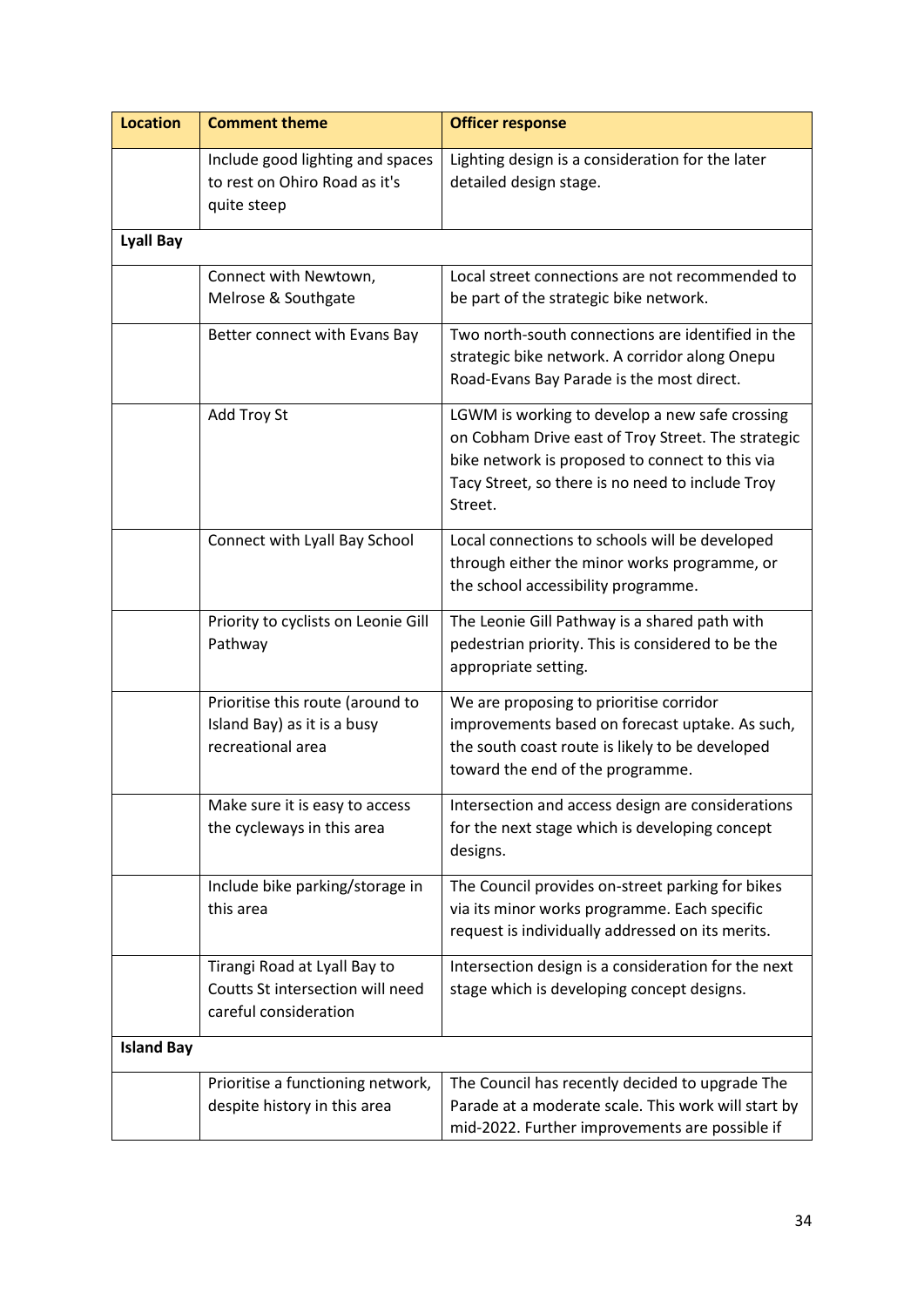| Location | Comment theme | Officer response |
|---|---|---|
| | Include good lighting and spaces to rest on Ohiro Road as it's quite steep | Lighting design is a consideration for the later detailed design stage. |
| **Lyall Bay** | | |
| | Connect with Newtown, Melrose & Southgate | Local street connections are not recommended to be part of the strategic bike network. |
| | Better connect with Evans Bay | Two north-south connections are identified in the strategic bike network. A corridor along Onepu Road-Evans Bay Parade is the most direct. |
| | Add Troy St | LGWM is working to develop a new safe crossing on Cobham Drive east of Troy Street. The strategic bike network is proposed to connect to this via Tacy Street, so there is no need to include Troy Street. |
| | Connect with Lyall Bay School | Local connections to schools will be developed through either the minor works programme, or the school accessibility programme. |
| | Priority to cyclists on Leonie Gill Pathway | The Leonie Gill Pathway is a shared path with pedestrian priority. This is considered to be the appropriate setting. |
| | Prioritise this route (around to Island Bay) as it is a busy recreational area | We are proposing to prioritise corridor improvements based on forecast uptake. As such, the south coast route is likely to be developed toward the end of the programme. |
| | Make sure it is easy to access the cycleways in this area | Intersection and access design are considerations for the next stage which is developing concept designs. |
| | Include bike parking/storage in this area | The Council provides on-street parking for bikes via its minor works programme. Each specific request is individually addressed on its merits. |
| | Tirangi Road at Lyall Bay to Coutts St intersection will need careful consideration | Intersection design is a consideration for the next stage which is developing concept designs. |
| **Island Bay** | | |
| | Prioritise a functioning network, despite history in this area | The Council has recently decided to upgrade The Parade at a moderate scale. This work will start by mid-2022. Further improvements are possible if |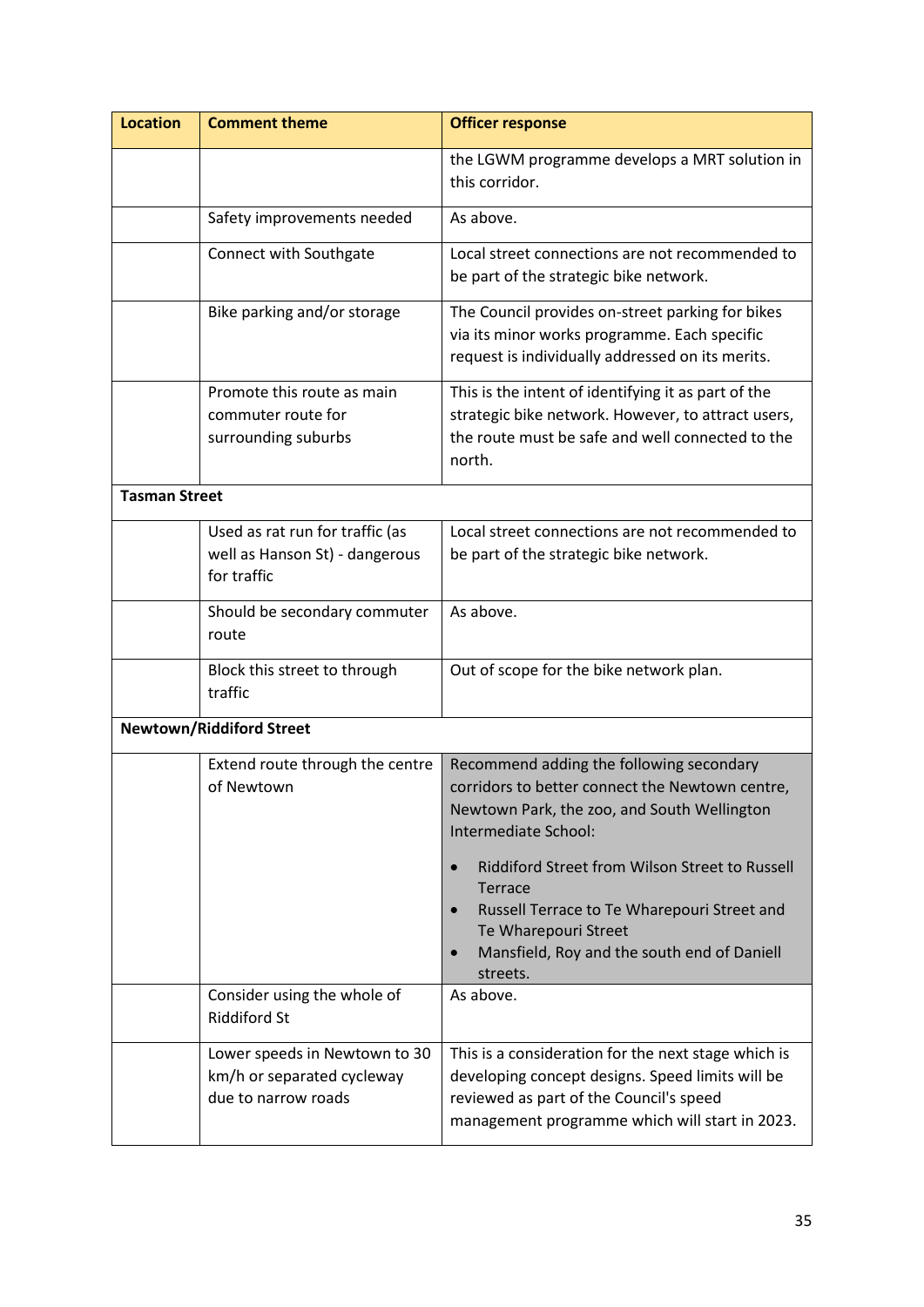| Location | Comment theme | Officer response |
|---|---|---|
| | | the LGWM programme develops a MRT solution in this corridor. |
| | Safety improvements needed | As above. |
| | Connect with Southgate | Local street connections are not recommended to be part of the strategic bike network. |
| | Bike parking and/or storage | The Council provides on-street parking for bikes via its minor works programme. Each specific request is individually addressed on its merits. |
| | Promote this route as main commuter route for surrounding suburbs | This is the intent of identifying it as part of the strategic bike network. However, to attract users, the route must be safe and well connected to the north. |
| **Tasman Street** | | |
| | Used as rat run for traffic (as well as Hanson St) - dangerous for traffic | Local street connections are not recommended to be part of the strategic bike network. |
| | Should be secondary commuter route | As above. |
| | Block this street to through traffic | Out of scope for the bike network plan. |
| **Newtown/Riddiford Street** | | |
| | Extend route through the centre of Newtown | Recommend adding the following secondary corridors to better connect the Newtown centre, Newtown Park, the zoo, and South Wellington Intermediate School:<br>• Riddiford Street from Wilson Street to Russell Terrace<br>• Russell Terrace to Te Wharepouri Street and Te Wharepouri Street<br>• Mansfield, Roy and the south end of Daniell streets. |
| | Consider using the whole of Riddiford St | As above. |
| | Lower speeds in Newtown to 30 km/h or separated cycleway due to narrow roads | This is a consideration for the next stage which is developing concept designs. Speed limits will be reviewed as part of the Council's speed management programme which will start in 2023. |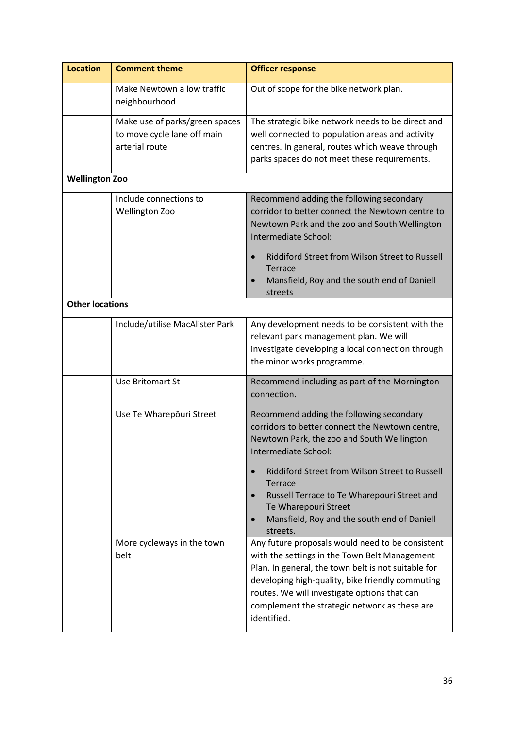| Location | Comment theme | Officer response |
|---|---|---|
| | Make Newtown a low traffic neighbourhood | Out of scope for the bike network plan. |
| | Make use of parks/green spaces to move cycle lane off main arterial route | The strategic bike network needs to be direct and well connected to population areas and activity centres. In general, routes which weave through parks spaces do not meet these requirements. |
| **Wellington Zoo** | | |
| | Include connections to Wellington Zoo | Recommend adding the following secondary corridor to better connect the Newtown centre to Newtown Park and the zoo and South Wellington Intermediate School:<br>• Riddiford Street from Wilson Street to Russell Terrace<br>• Mansfield, Roy and the south end of Daniell streets |
| **Other locations** | | |
| | Include/utilise MacAlister Park | Any development needs to be consistent with the relevant park management plan. We will investigate developing a local connection through the minor works programme. |
| | Use Britomart St | Recommend including as part of the Mornington connection. |
| | Use Te Wharepōuri Street | Recommend adding the following secondary corridors to better connect the Newtown centre, Newtown Park, the zoo and South Wellington Intermediate School:<br>• Riddiford Street from Wilson Street to Russell Terrace<br>• Russell Terrace to Te Wharepouri Street and Te Wharepouri Street<br>• Mansfield, Roy and the south end of Daniell streets. |
| | More cycleways in the town belt | Any future proposals would need to be consistent with the settings in the Town Belt Management Plan. In general, the town belt is not suitable for developing high-quality, bike friendly commuting routes. We will investigate options that can complement the strategic network as these are identified. |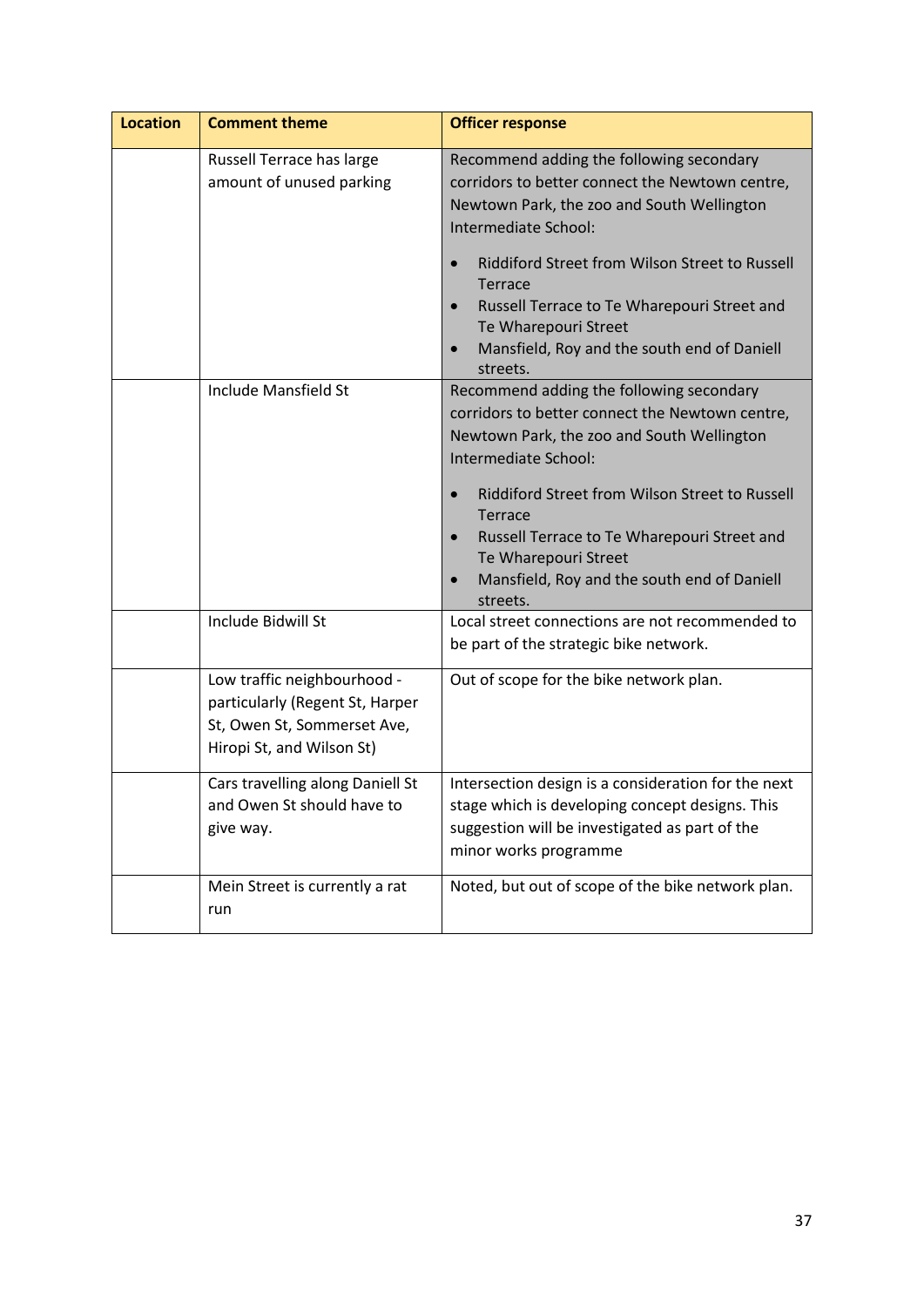| Location | Comment theme | Officer response |
| --- | --- | --- |
| | Russell Terrace has large amount of unused parking | Recommend adding the following secondary corridors to better connect the Newtown centre, Newtown Park, the zoo and South Wellington Intermediate School:<br><br>• Riddiford Street from Wilson Street to Russell Terrace<br>• Russell Terrace to Te Wharepouri Street and Te Wharepouri Street<br>• Mansfield, Roy and the south end of Daniell streets. |
| | Include Mansfield St | Recommend adding the following secondary corridors to better connect the Newtown centre, Newtown Park, the zoo and South Wellington Intermediate School:<br><br>• Riddiford Street from Wilson Street to Russell Terrace<br>• Russell Terrace to Te Wharepouri Street and Te Wharepouri Street<br>• Mansfield, Roy and the south end of Daniell streets. |
| | Include Bidwill St | Local street connections are not recommended to be part of the strategic bike network. |
| | Low traffic neighbourhood - particularly (Regent St, Harper St, Owen St, Sommerset Ave, Hiropi St, and Wilson St) | Out of scope for the bike network plan. |
| | Cars travelling along Daniell St and Owen St should have to give way. | Intersection design is a consideration for the next stage which is developing concept designs. This suggestion will be investigated as part of the minor works programme |
| | Mein Street is currently a rat run | Noted, but out of scope of the bike network plan. |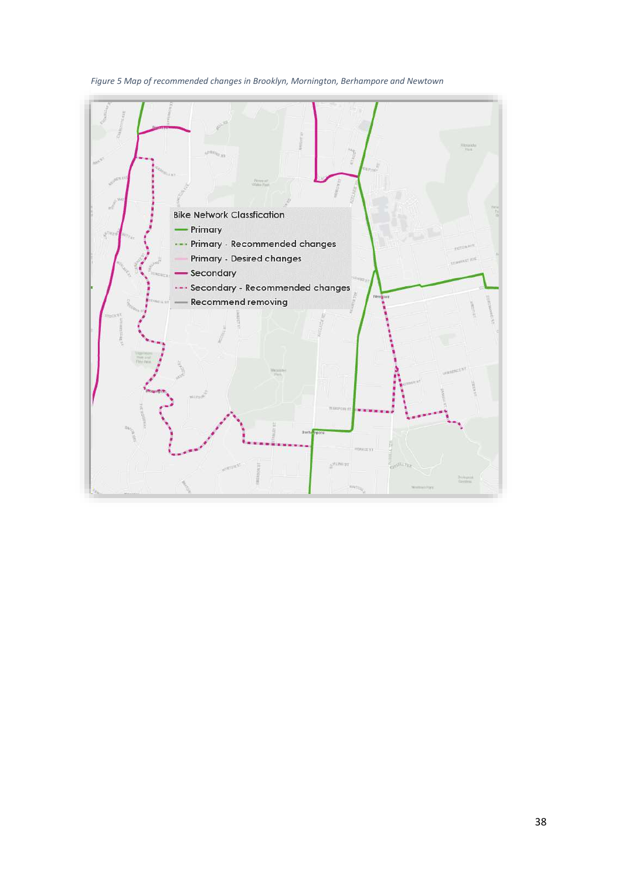*Figure 5 Map of recommended changes in Brooklyn, Mornington, Berhampore and Newtown*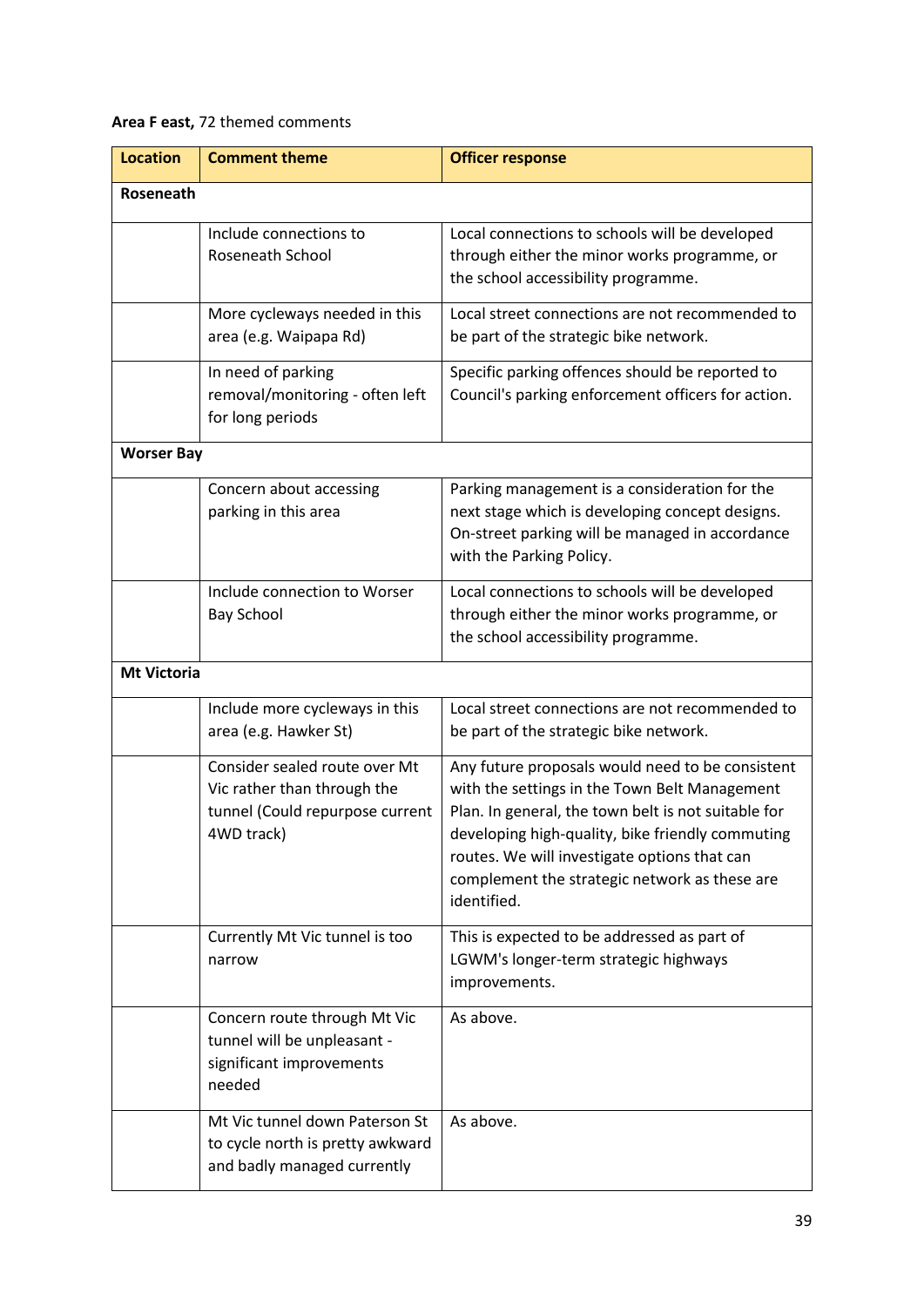**Area F east,** 72 themed comments

| Location | Comment theme | Officer response |
|---|---|---|
| **Roseneath** | | |
| | Include connections to Roseneath School | Local connections to schools will be developed through either the minor works programme, or the school accessibility programme. |
| | More cycleways needed in this area (e.g. Waipapa Rd) | Local street connections are not recommended to be part of the strategic bike network. |
| | In need of parking removal/monitoring - often left for long periods | Specific parking offences should be reported to Council's parking enforcement officers for action. |
| **Worser Bay** | | |
| | Concern about accessing parking in this area | Parking management is a consideration for the next stage which is developing concept designs. On-street parking will be managed in accordance with the Parking Policy. |
| | Include connection to Worser Bay School | Local connections to schools will be developed through either the minor works programme, or the school accessibility programme. |
| **Mt Victoria** | | |
| | Include more cycleways in this area (e.g. Hawker St) | Local street connections are not recommended to be part of the strategic bike network. |
| | Consider sealed route over Mt Vic rather than through the tunnel (Could repurpose current 4WD track) | Any future proposals would need to be consistent with the settings in the Town Belt Management Plan. In general, the town belt is not suitable for developing high-quality, bike friendly commuting routes. We will investigate options that can complement the strategic network as these are identified. |
| | Currently Mt Vic tunnel is too narrow | This is expected to be addressed as part of LGWM's longer-term strategic highways improvements. |
| | Concern route through Mt Vic tunnel will be unpleasant - significant improvements needed | As above. |
| | Mt Vic tunnel down Paterson St to cycle north is pretty awkward and badly managed currently | As above. |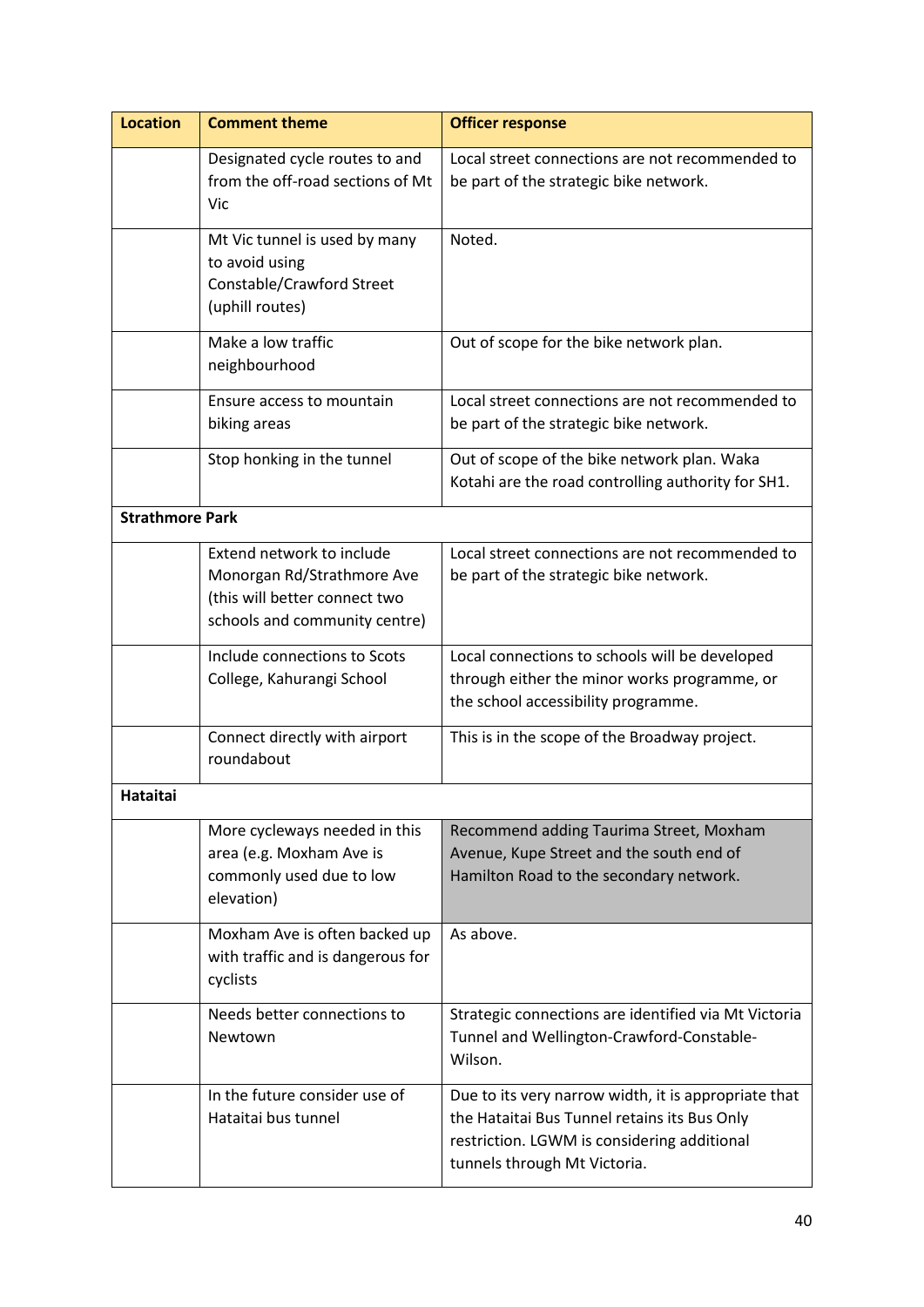| Location | Comment theme | Officer response |
|---|---|---|
| | Designated cycle routes to and from the off-road sections of Mt Vic | Local street connections are not recommended to be part of the strategic bike network. |
| | Mt Vic tunnel is used by many to avoid using Constable/Crawford Street (uphill routes) | Noted. |
| | Make a low traffic neighbourhood | Out of scope for the bike network plan. |
| | Ensure access to mountain biking areas | Local street connections are not recommended to be part of the strategic bike network. |
| | Stop honking in the tunnel | Out of scope of the bike network plan. Waka Kotahi are the road controlling authority for SH1. |
| **Strathmore Park** | | |
| | Extend network to include Monorgan Rd/Strathmore Ave (this will better connect two schools and community centre) | Local street connections are not recommended to be part of the strategic bike network. |
| | Include connections to Scots College, Kahurangi School | Local connections to schools will be developed through either the minor works programme, or the school accessibility programme. |
| | Connect directly with airport roundabout | This is in the scope of the Broadway project. |
| **Hataitai** | | |
| | More cycleways needed in this area (e.g. Moxham Ave is commonly used due to low elevation) | Recommend adding Taurima Street, Moxham Avenue, Kupe Street and the south end of Hamilton Road to the secondary network. |
| | Moxham Ave is often backed up with traffic and is dangerous for cyclists | As above. |
| | Needs better connections to Newtown | Strategic connections are identified via Mt Victoria Tunnel and Wellington-Crawford-Constable-Wilson. |
| | In the future consider use of Hataitai bus tunnel | Due to its very narrow width, it is appropriate that the Hataitai Bus Tunnel retains its Bus Only restriction. LGWM is considering additional tunnels through Mt Victoria. |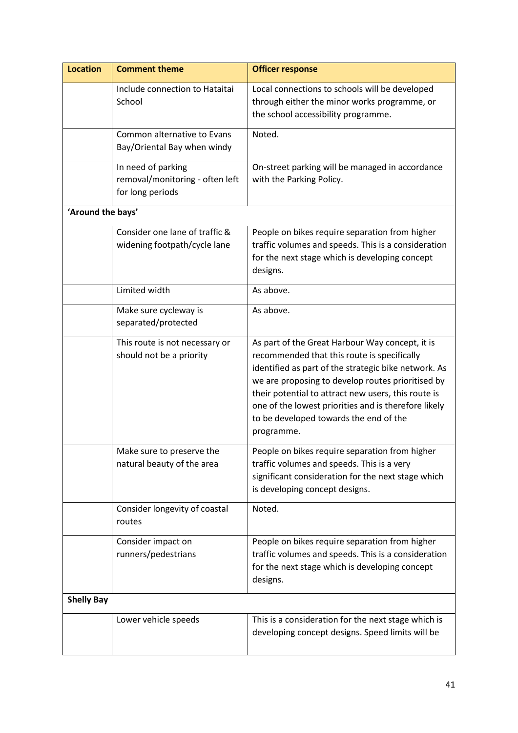| Location | Comment theme | Officer response |
|---|---|---|
| | Include connection to Hataitai School | Local connections to schools will be developed through either the minor works programme, or the school accessibility programme. |
| | Common alternative to Evans Bay/Oriental Bay when windy | Noted. |
| | In need of parking removal/monitoring - often left for long periods | On-street parking will be managed in accordance with the Parking Policy. |
| **'Around the bays'** | | |
| | Consider one lane of traffic & widening footpath/cycle lane | People on bikes require separation from higher traffic volumes and speeds. This is a consideration for the next stage which is developing concept designs. |
| | Limited width | As above. |
| | Make sure cycleway is separated/protected | As above. |
| | This route is not necessary or should not be a priority | As part of the Great Harbour Way concept, it is recommended that this route is specifically identified as part of the strategic bike network. As we are proposing to develop routes prioritised by their potential to attract new users, this route is one of the lowest priorities and is therefore likely to be developed towards the end of the programme. |
| | Make sure to preserve the natural beauty of the area | People on bikes require separation from higher traffic volumes and speeds. This is a very significant consideration for the next stage which is developing concept designs. |
| | Consider longevity of coastal routes | Noted. |
| | Consider impact on runners/pedestrians | People on bikes require separation from higher traffic volumes and speeds. This is a consideration for the next stage which is developing concept designs. |
| **Shelly Bay** | | |
| | Lower vehicle speeds | This is a consideration for the next stage which is developing concept designs. Speed limits will be |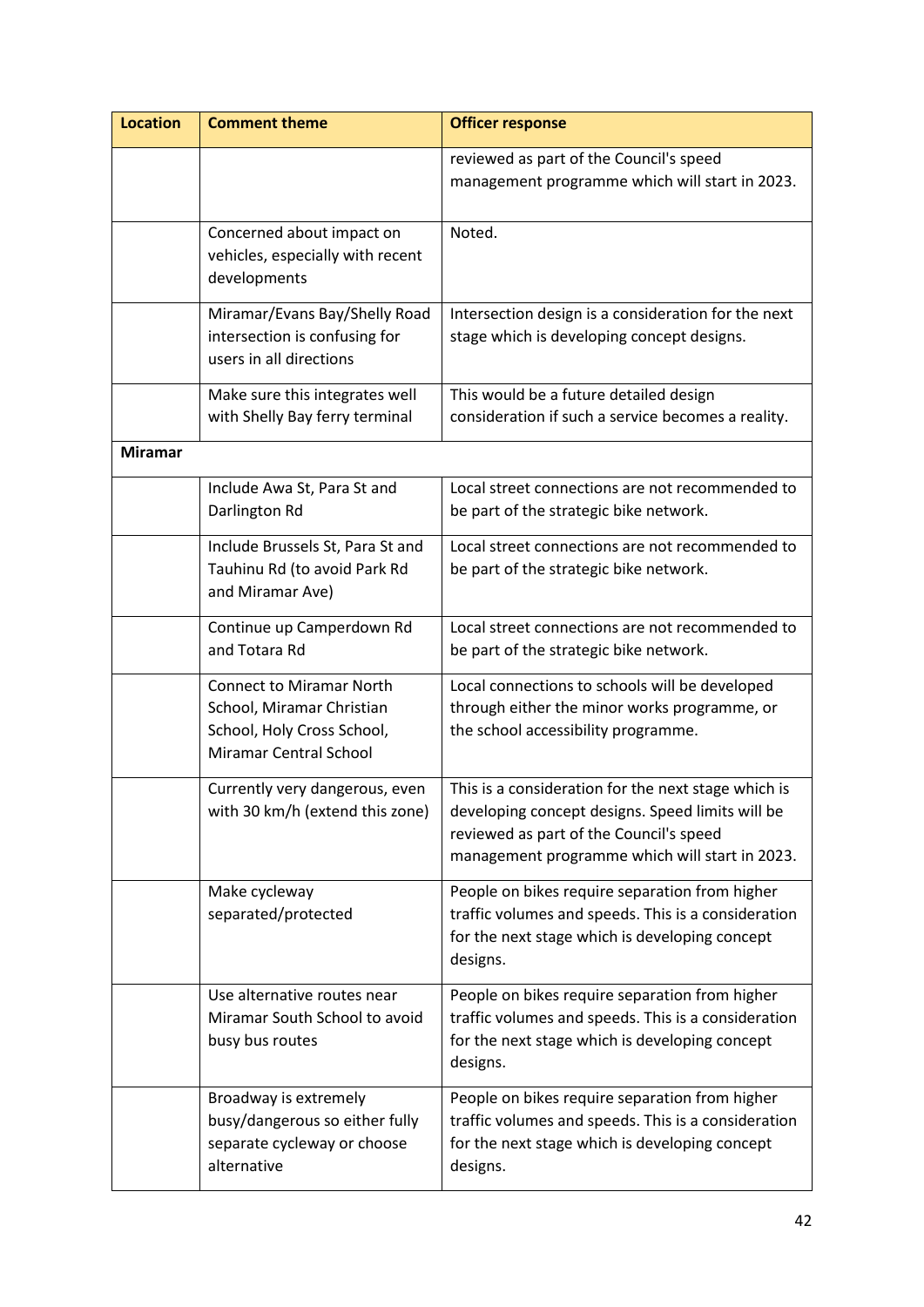| Location | Comment theme | Officer response |
|---|---|---|
| | | reviewed as part of the Council's speed management programme which will start in 2023. |
| | Concerned about impact on vehicles, especially with recent developments | Noted. |
| | Miramar/Evans Bay/Shelly Road intersection is confusing for users in all directions | Intersection design is a consideration for the next stage which is developing concept designs. |
| | Make sure this integrates well with Shelly Bay ferry terminal | This would be a future detailed design consideration if such a service becomes a reality. |
| **Miramar** | | |
| | Include Awa St, Para St and Darlington Rd | Local street connections are not recommended to be part of the strategic bike network. |
| | Include Brussels St, Para St and Tauhinu Rd (to avoid Park Rd and Miramar Ave) | Local street connections are not recommended to be part of the strategic bike network. |
| | Continue up Camperdown Rd and Totara Rd | Local street connections are not recommended to be part of the strategic bike network. |
| | Connect to Miramar North School, Miramar Christian School, Holy Cross School, Miramar Central School | Local connections to schools will be developed through either the minor works programme, or the school accessibility programme. |
| | Currently very dangerous, even with 30 km/h (extend this zone) | This is a consideration for the next stage which is developing concept designs. Speed limits will be reviewed as part of the Council's speed management programme which will start in 2023. |
| | Make cycleway separated/protected | People on bikes require separation from higher traffic volumes and speeds. This is a consideration for the next stage which is developing concept designs. |
| | Use alternative routes near Miramar South School to avoid busy bus routes | People on bikes require separation from higher traffic volumes and speeds. This is a consideration for the next stage which is developing concept designs. |
| | Broadway is extremely busy/dangerous so either fully separate cycleway or choose alternative | People on bikes require separation from higher traffic volumes and speeds. This is a consideration for the next stage which is developing concept designs. |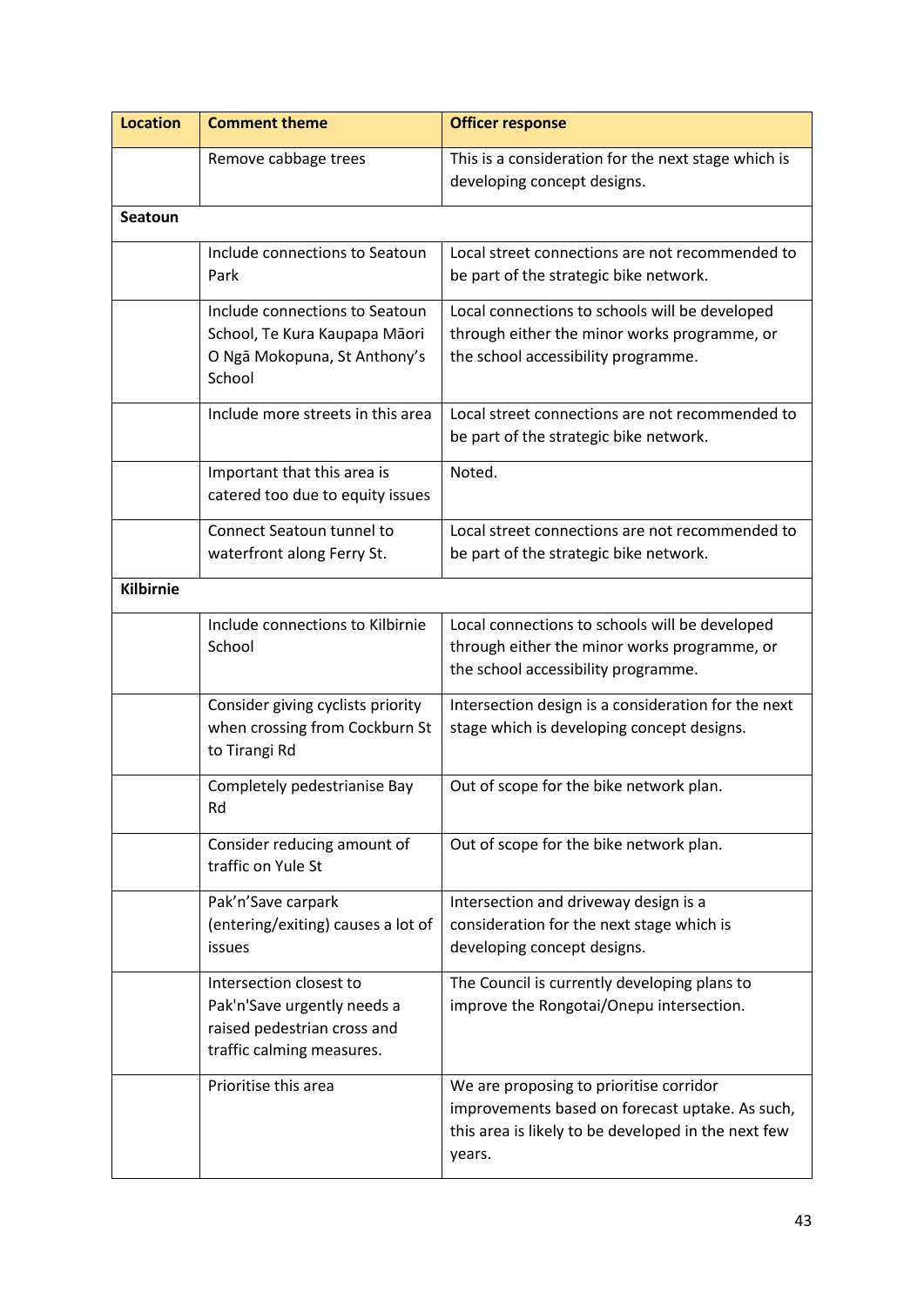| Location | Comment theme | Officer response |
|---|---|---|
| | Remove cabbage trees | This is a consideration for the next stage which is developing concept designs. |
| **Seatoun** | | |
| | Include connections to Seatoun Park | Local street connections are not recommended to be part of the strategic bike network. |
| | Include connections to Seatoun School, Te Kura Kaupapa Māori O Ngā Mokopuna, St Anthony's School | Local connections to schools will be developed through either the minor works programme, or the school accessibility programme. |
| | Include more streets in this area | Local street connections are not recommended to be part of the strategic bike network. |
| | Important that this area is catered too due to equity issues | Noted. |
| | Connect Seatoun tunnel to waterfront along Ferry St. | Local street connections are not recommended to be part of the strategic bike network. |
| **Kilbirnie** | | |
| | Include connections to Kilbirnie School | Local connections to schools will be developed through either the minor works programme, or the school accessibility programme. |
| | Consider giving cyclists priority when crossing from Cockburn St to Tirangi Rd | Intersection design is a consideration for the next stage which is developing concept designs. |
| | Completely pedestrianise Bay Rd | Out of scope for the bike network plan. |
| | Consider reducing amount of traffic on Yule St | Out of scope for the bike network plan. |
| | Pak'n'Save carpark (entering/exiting) causes a lot of issues | Intersection and driveway design is a consideration for the next stage which is developing concept designs. |
| | Intersection closest to Pak'n'Save urgently needs a raised pedestrian cross and traffic calming measures. | The Council is currently developing plans to improve the Rongotai/Onepu intersection. |
| | Prioritise this area | We are proposing to prioritise corridor improvements based on forecast uptake. As such, this area is likely to be developed in the next few years. |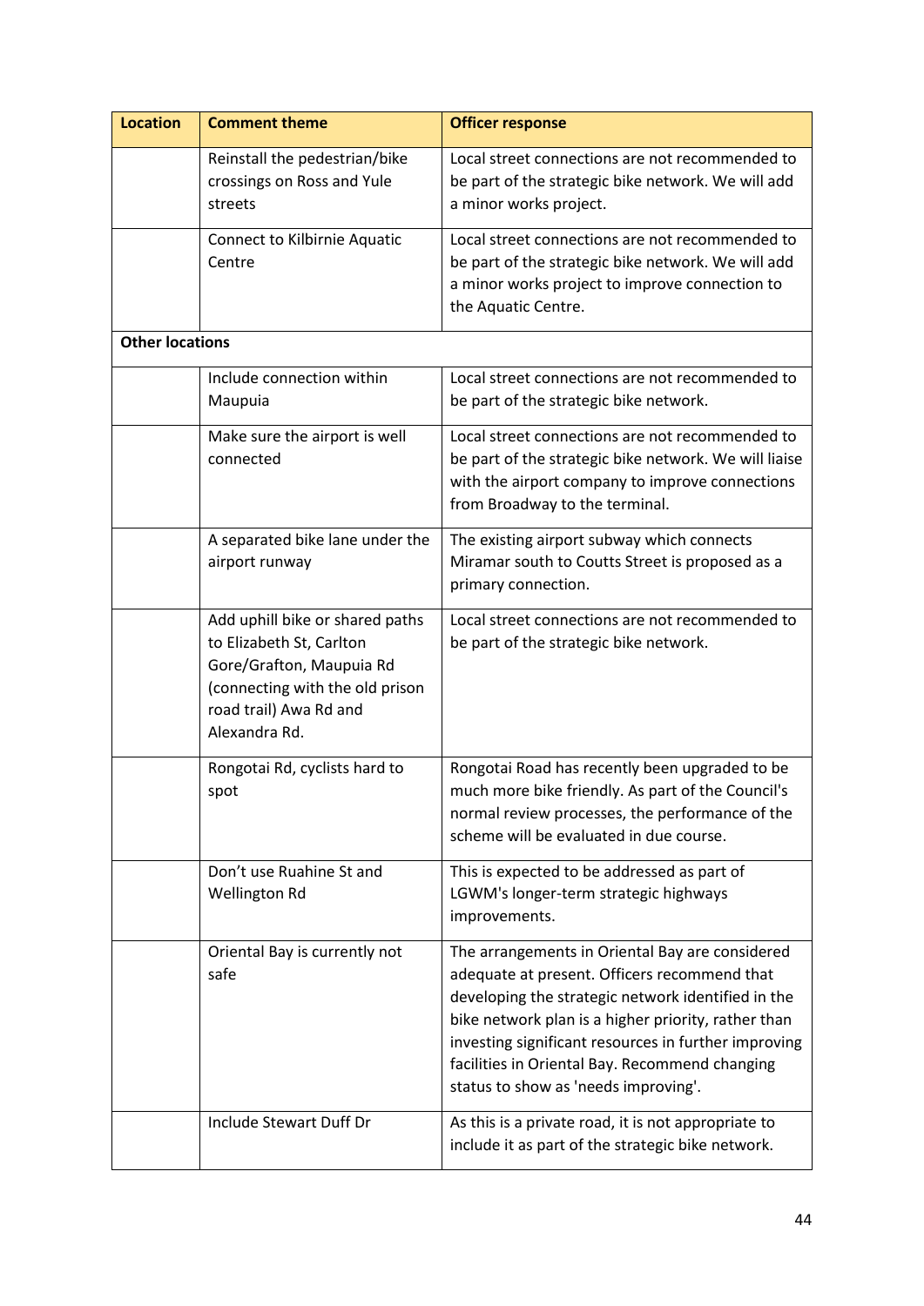| Location | Comment theme | Officer response |
| --- | --- | --- |
| | Reinstall the pedestrian/bike crossings on Ross and Yule streets | Local street connections are not recommended to be part of the strategic bike network. We will add a minor works project. |
| | Connect to Kilbirnie Aquatic Centre | Local street connections are not recommended to be part of the strategic bike network. We will add a minor works project to improve connection to the Aquatic Centre. |
| **Other locations** | | |
| | Include connection within Maupuia | Local street connections are not recommended to be part of the strategic bike network. |
| | Make sure the airport is well connected | Local street connections are not recommended to be part of the strategic bike network. We will liaise with the airport company to improve connections from Broadway to the terminal. |
| | A separated bike lane under the airport runway | The existing airport subway which connects Miramar south to Coutts Street is proposed as a primary connection. |
| | Add uphill bike or shared paths to Elizabeth St, Carlton Gore/Grafton, Maupuia Rd (connecting with the old prison road trail) Awa Rd and Alexandra Rd. | Local street connections are not recommended to be part of the strategic bike network. |
| | Rongotai Rd, cyclists hard to spot | Rongotai Road has recently been upgraded to be much more bike friendly. As part of the Council's normal review processes, the performance of the scheme will be evaluated in due course. |
| | Don't use Ruahine St and Wellington Rd | This is expected to be addressed as part of LGWM's longer-term strategic highways improvements. |
| | Oriental Bay is currently not safe | The arrangements in Oriental Bay are considered adequate at present. Officers recommend that developing the strategic network identified in the bike network plan is a higher priority, rather than investing significant resources in further improving facilities in Oriental Bay. Recommend changing status to show as 'needs improving'. |
| | Include Stewart Duff Dr | As this is a private road, it is not appropriate to include it as part of the strategic bike network. |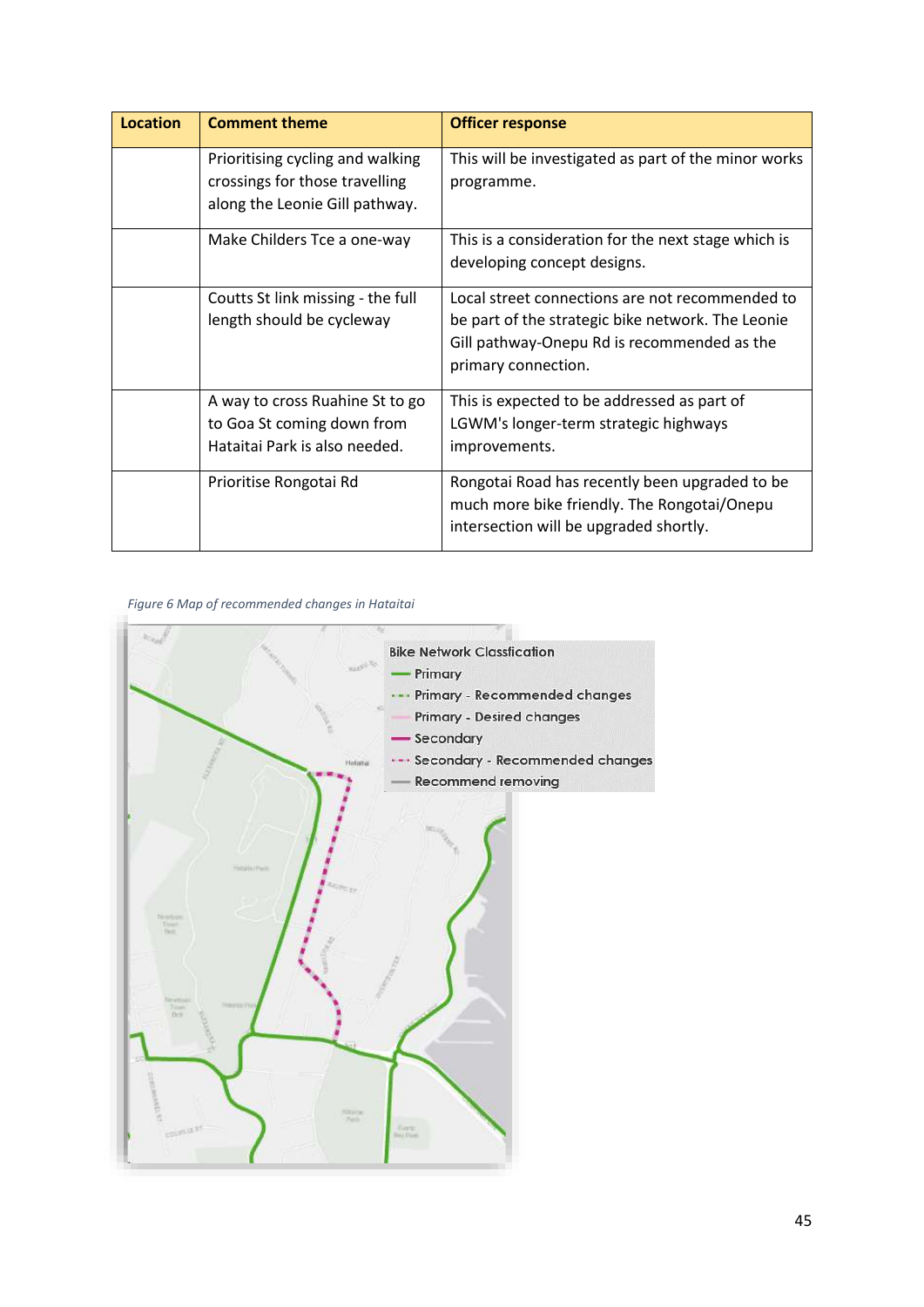| Location | Comment theme | Officer response |
|---|---|---|
| | Prioritising cycling and walking crossings for those travelling along the Leonie Gill pathway. | This will be investigated as part of the minor works programme. |
| | Make Childers Tce a one-way | This is a consideration for the next stage which is developing concept designs. |
| | Coutts St link missing - the full length should be cycleway | Local street connections are not recommended to be part of the strategic bike network. The Leonie Gill pathway-Onepu Rd is recommended as the primary connection. |
| | A way to cross Ruahine St to go to Goa St coming down from Hataitai Park is also needed. | This is expected to be addressed as part of LGWM's longer-term strategic highways improvements. |
| | Prioritise Rongotai Rd | Rongotai Road has recently been upgraded to be much more bike friendly. The Rongotai/Onepu intersection will be upgraded shortly. |

*Figure 6 Map of recommended changes in Hataitai*

Bike Network Classfication
Primary
Primary - Recommended changes
Primary - Desired changes
Secondary
Secondary - Recommended changes
Recommend removing